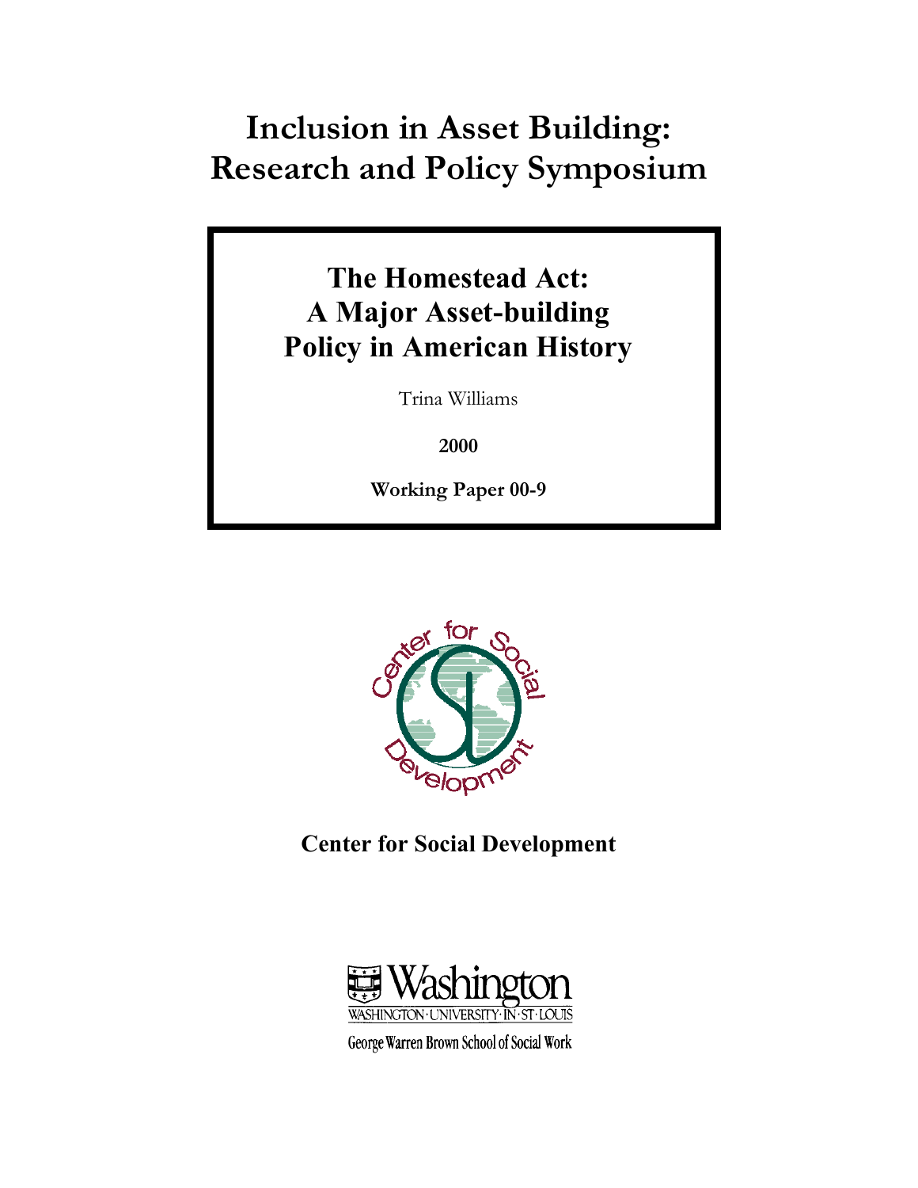# Inclusion in Asset Building: Research and Policy Symposium

## The Homestead Act: A Major Asset-building Policy in American History

Trina Williams

**2000**

**Working Paper 00-9**

**Center for Social Development**

Washington University in St. Louis

George Warren Brown School of Social Work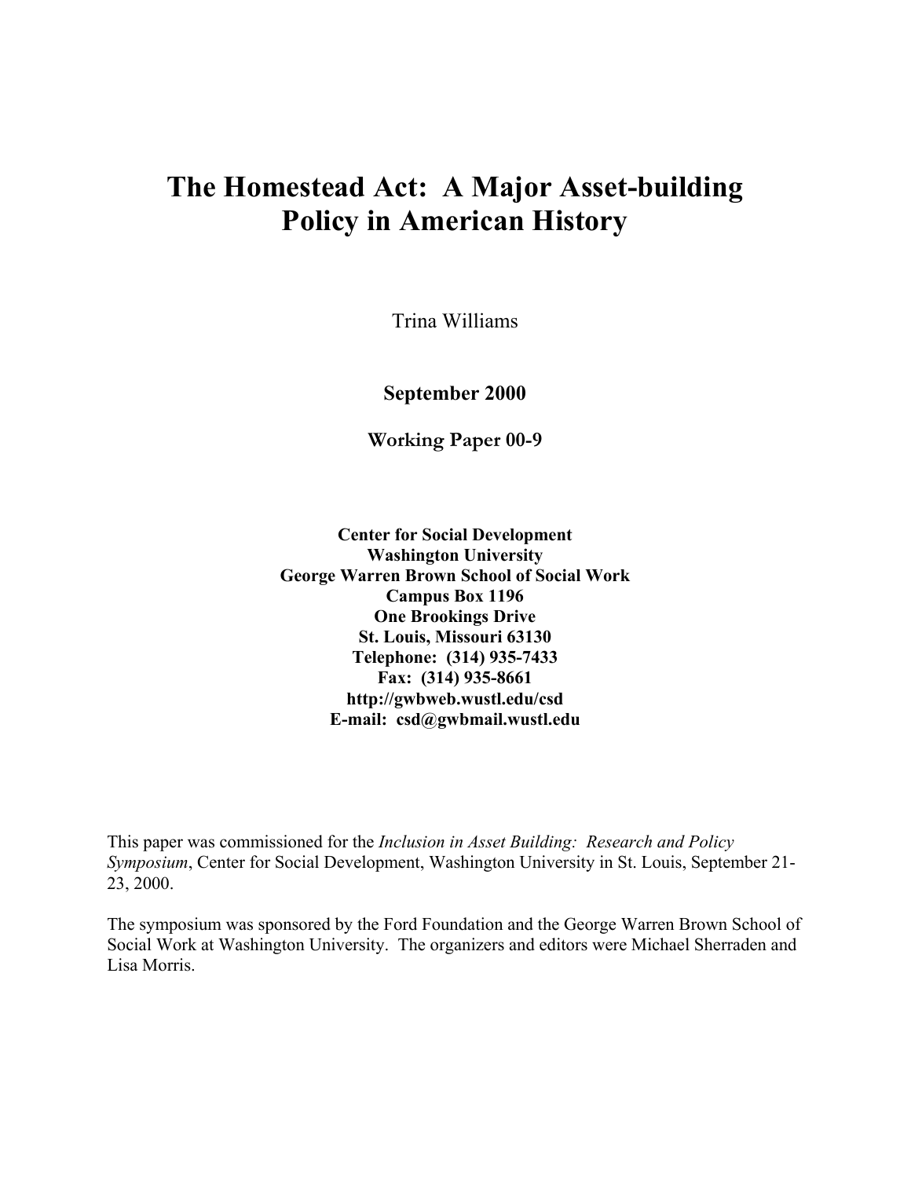# The Homestead Act: A Major Asset-building Policy in American History

Trina Williams

**September 2000**

**Working Paper 00-9**

**Center for Social Development**
**Washington University**
**George Warren Brown School of Social Work**
**Campus Box 1196**
**One Brookings Drive**
**St. Louis, Missouri 63130**
**Telephone: (314) 935-7433**
**Fax: (314) 935-8661**
**http://gwbweb.wustl.edu/csd**
**E-mail: csd@gwbmail.wustl.edu**

This paper was commissioned for the *Inclusion in Asset Building: Research and Policy Symposium*, Center for Social Development, Washington University in St. Louis, September 21-23, 2000.

The symposium was sponsored by the Ford Foundation and the George Warren Brown School of Social Work at Washington University. The organizers and editors were Michael Sherraden and Lisa Morris.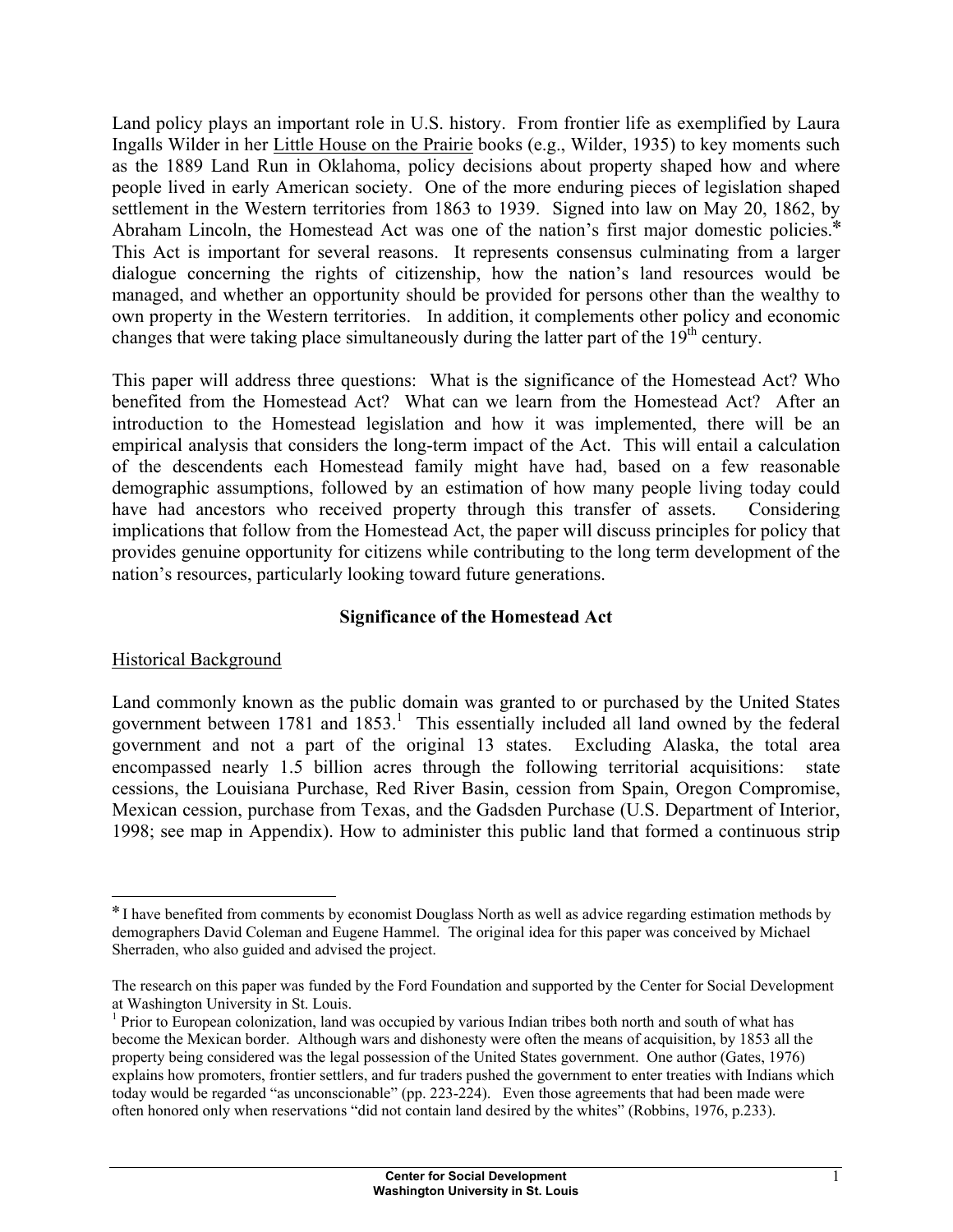Land policy plays an important role in U.S. history. From frontier life as exemplified by Laura Ingalls Wilder in her Little House on the Prairie books (e.g., Wilder, 1935) to key moments such as the 1889 Land Run in Oklahoma, policy decisions about property shaped how and where people lived in early American society. One of the more enduring pieces of legislation shaped settlement in the Western territories from 1863 to 1939. Signed into law on May 20, 1862, by Abraham Lincoln, the Homestead Act was one of the nation's first major domestic policies.* This Act is important for several reasons. It represents consensus culminating from a larger dialogue concerning the rights of citizenship, how the nation's land resources would be managed, and whether an opportunity should be provided for persons other than the wealthy to own property in the Western territories. In addition, it complements other policy and economic changes that were taking place simultaneously during the latter part of the 19th century.

This paper will address three questions: What is the significance of the Homestead Act? Who benefited from the Homestead Act? What can we learn from the Homestead Act? After an introduction to the Homestead legislation and how it was implemented, there will be an empirical analysis that considers the long-term impact of the Act. This will entail a calculation of the descendents each Homestead family might have had, based on a few reasonable demographic assumptions, followed by an estimation of how many people living today could have had ancestors who received property through this transfer of assets. Considering implications that follow from the Homestead Act, the paper will discuss principles for policy that provides genuine opportunity for citizens while contributing to the long term development of the nation's resources, particularly looking toward future generations.

## Significance of the Homestead Act

### Historical Background

Land commonly known as the public domain was granted to or purchased by the United States government between 1781 and 1853.[1] This essentially included all land owned by the federal government and not a part of the original 13 states. Excluding Alaska, the total area encompassed nearly 1.5 billion acres through the following territorial acquisitions: state cessions, the Louisiana Purchase, Red River Basin, cession from Spain, Oregon Compromise, Mexican cession, purchase from Texas, and the Gadsden Purchase (U.S. Department of Interior, 1998; see map in Appendix). How to administer this public land that formed a continuous strip

---

* I have benefited from comments by economist Douglass North as well as advice regarding estimation methods by demographers David Coleman and Eugene Hammel. The original idea for this paper was conceived by Michael Sherraden, who also guided and advised the project.

The research on this paper was funded by the Ford Foundation and supported by the Center for Social Development at Washington University in St. Louis.

[1] Prior to European colonization, land was occupied by various Indian tribes both north and south of what has become the Mexican border. Although wars and dishonesty were often the means of acquisition, by 1853 all the property being considered was the legal possession of the United States government. One author (Gates, 1976) explains how promoters, frontier settlers, and fur traders pushed the government to enter treaties with Indians which today would be regarded "as unconscionable" (pp. 223-224). Even those agreements that had been made were often honored only when reservations "did not contain land desired by the whites" (Robbins, 1976, p.233).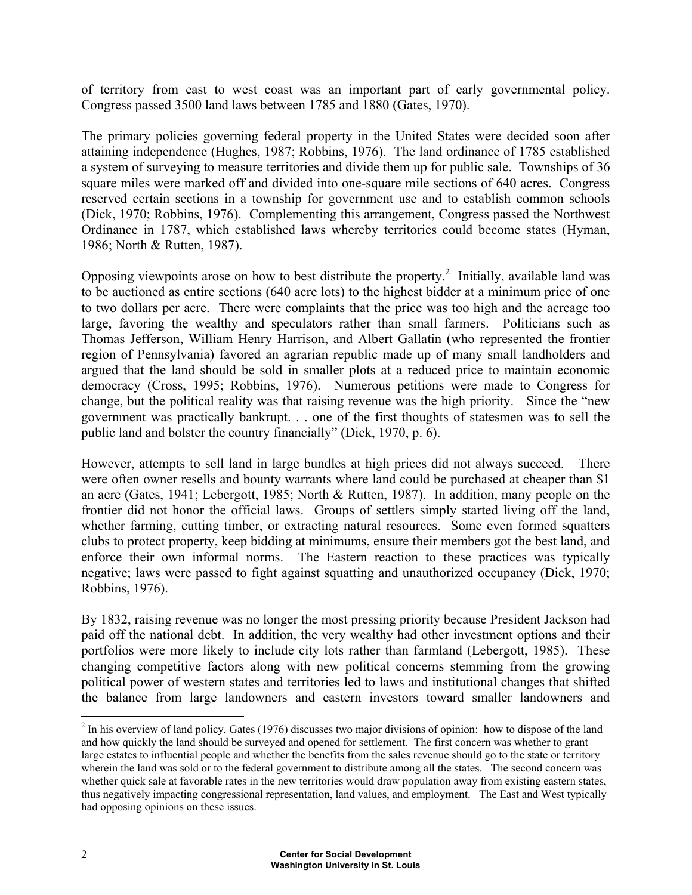of territory from east to west coast was an important part of early governmental policy. Congress passed 3500 land laws between 1785 and 1880 (Gates, 1970).

The primary policies governing federal property in the United States were decided soon after attaining independence (Hughes, 1987; Robbins, 1976). The land ordinance of 1785 established a system of surveying to measure territories and divide them up for public sale. Townships of 36 square miles were marked off and divided into one-square mile sections of 640 acres. Congress reserved certain sections in a township for government use and to establish common schools (Dick, 1970; Robbins, 1976). Complementing this arrangement, Congress passed the Northwest Ordinance in 1787, which established laws whereby territories could become states (Hyman, 1986; North & Rutten, 1987).

Opposing viewpoints arose on how to best distribute the property.[2] Initially, available land was to be auctioned as entire sections (640 acre lots) to the highest bidder at a minimum price of one to two dollars per acre. There were complaints that the price was too high and the acreage too large, favoring the wealthy and speculators rather than small farmers. Politicians such as Thomas Jefferson, William Henry Harrison, and Albert Gallatin (who represented the frontier region of Pennsylvania) favored an agrarian republic made up of many small landholders and argued that the land should be sold in smaller plots at a reduced price to maintain economic democracy (Cross, 1995; Robbins, 1976). Numerous petitions were made to Congress for change, but the political reality was that raising revenue was the high priority. Since the "new government was practically bankrupt. . . one of the first thoughts of statesmen was to sell the public land and bolster the country financially" (Dick, 1970, p. 6).

However, attempts to sell land in large bundles at high prices did not always succeed. There were often owner resells and bounty warrants where land could be purchased at cheaper than $1 an acre (Gates, 1941; Lebergott, 1985; North & Rutten, 1987). In addition, many people on the frontier did not honor the official laws. Groups of settlers simply started living off the land, whether farming, cutting timber, or extracting natural resources. Some even formed squatters clubs to protect property, keep bidding at minimums, ensure their members got the best land, and enforce their own informal norms. The Eastern reaction to these practices was typically negative; laws were passed to fight against squatting and unauthorized occupancy (Dick, 1970; Robbins, 1976).

By 1832, raising revenue was no longer the most pressing priority because President Jackson had paid off the national debt. In addition, the very wealthy had other investment options and their portfolios were more likely to include city lots rather than farmland (Lebergott, 1985). These changing competitive factors along with new political concerns stemming from the growing political power of western states and territories led to laws and institutional changes that shifted the balance from large landowners and eastern investors toward smaller landowners and

[2] In his overview of land policy, Gates (1976) discusses two major divisions of opinion: how to dispose of the land and how quickly the land should be surveyed and opened for settlement. The first concern was whether to grant large estates to influential people and whether the benefits from the sales revenue should go to the state or territory wherein the land was sold or to the federal government to distribute among all the states. The second concern was whether quick sale at favorable rates in the new territories would draw population away from existing eastern states, thus negatively impacting congressional representation, land values, and employment. The East and West typically had opposing opinions on these issues.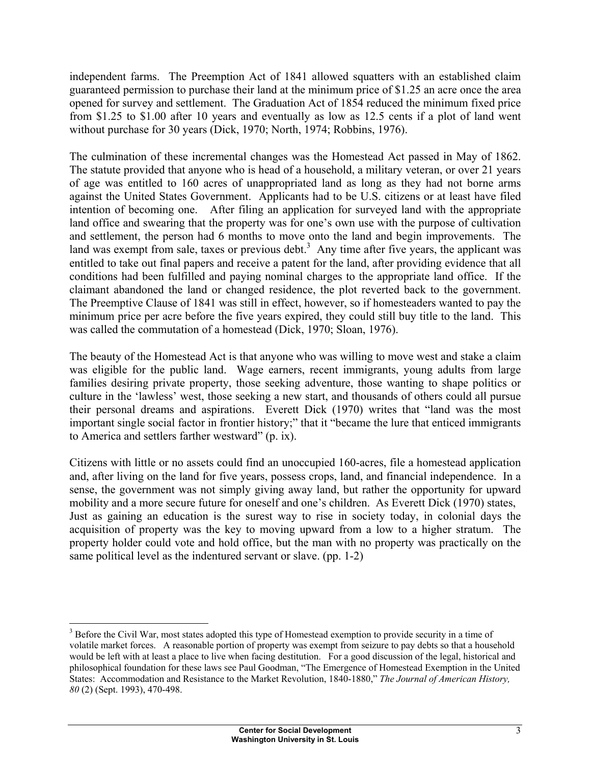independent farms. The Preemption Act of 1841 allowed squatters with an established claim guaranteed permission to purchase their land at the minimum price of $1.25 an acre once the area opened for survey and settlement. The Graduation Act of 1854 reduced the minimum fixed price from $1.25 to $1.00 after 10 years and eventually as low as 12.5 cents if a plot of land went without purchase for 30 years (Dick, 1970; North, 1974; Robbins, 1976).

The culmination of these incremental changes was the Homestead Act passed in May of 1862. The statute provided that anyone who is head of a household, a military veteran, or over 21 years of age was entitled to 160 acres of unappropriated land as long as they had not borne arms against the United States Government. Applicants had to be U.S. citizens or at least have filed intention of becoming one. After filing an application for surveyed land with the appropriate land office and swearing that the property was for one's own use with the purpose of cultivation and settlement, the person had 6 months to move onto the land and begin improvements. The land was exempt from sale, taxes or previous debt.[3] Any time after five years, the applicant was entitled to take out final papers and receive a patent for the land, after providing evidence that all conditions had been fulfilled and paying nominal charges to the appropriate land office. If the claimant abandoned the land or changed residence, the plot reverted back to the government. The Preemptive Clause of 1841 was still in effect, however, so if homesteaders wanted to pay the minimum price per acre before the five years expired, they could still buy title to the land. This was called the commutation of a homestead (Dick, 1970; Sloan, 1976).

The beauty of the Homestead Act is that anyone who was willing to move west and stake a claim was eligible for the public land. Wage earners, recent immigrants, young adults from large families desiring private property, those seeking adventure, those wanting to shape politics or culture in the 'lawless' west, those seeking a new start, and thousands of others could all pursue their personal dreams and aspirations. Everett Dick (1970) writes that "land was the most important single social factor in frontier history;" that it "became the lure that enticed immigrants to America and settlers farther westward" (p. ix).

Citizens with little or no assets could find an unoccupied 160-acres, file a homestead application and, after living on the land for five years, possess crops, land, and financial independence. In a sense, the government was not simply giving away land, but rather the opportunity for upward mobility and a more secure future for oneself and one's children. As Everett Dick (1970) states,

> Just as gaining an education is the surest way to rise in society today, in colonial days the acquisition of property was the key to moving upward from a low to a higher stratum. The property holder could vote and hold office, but the man with no property was practically on the same political level as the indentured servant or slave. (pp. 1-2)

---

[3] Before the Civil War, most states adopted this type of Homestead exemption to provide security in a time of volatile market forces. A reasonable portion of property was exempt from seizure to pay debts so that a household would be left with at least a place to live when facing destitution. For a good discussion of the legal, historical and philosophical foundation for these laws see Paul Goodman, "The Emergence of Homestead Exemption in the United States: Accommodation and Resistance to the Market Revolution, 1840-1880," *The Journal of American History, 80* (2) (Sept. 1993), 470-498.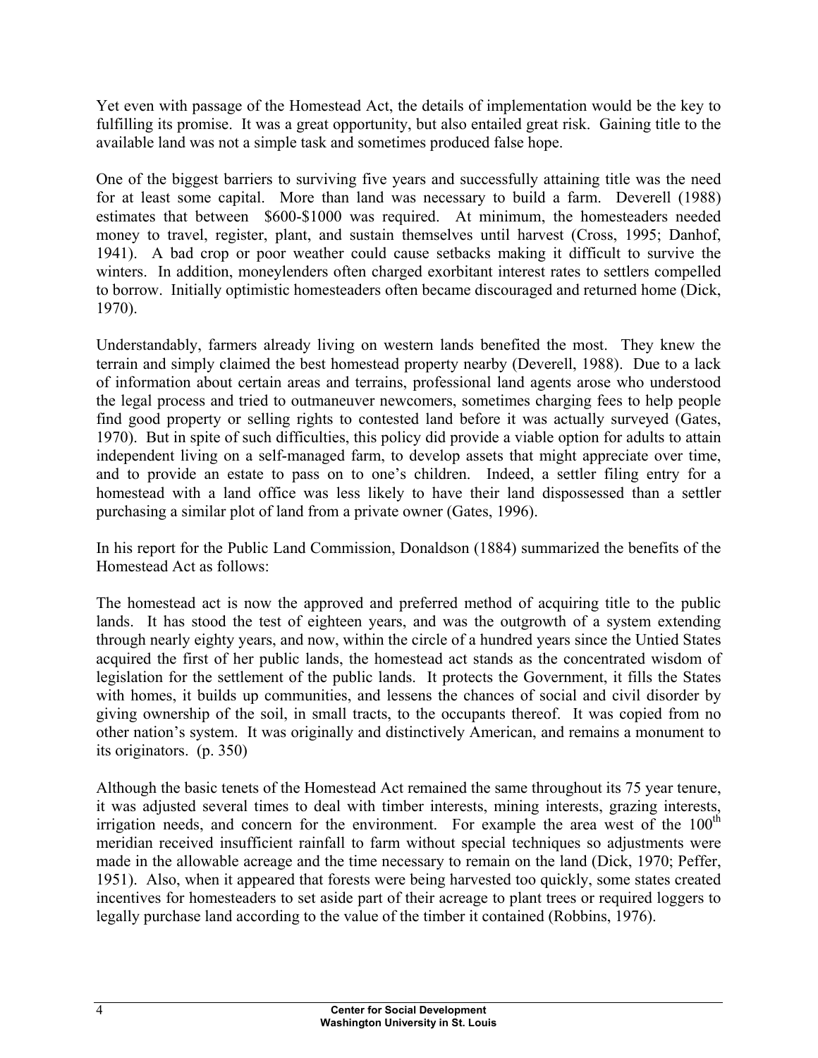Yet even with passage of the Homestead Act, the details of implementation would be the key to fulfilling its promise. It was a great opportunity, but also entailed great risk. Gaining title to the available land was not a simple task and sometimes produced false hope.

One of the biggest barriers to surviving five years and successfully attaining title was the need for at least some capital. More than land was necessary to build a farm. Deverell (1988) estimates that between $600-$1000 was required. At minimum, the homesteaders needed money to travel, register, plant, and sustain themselves until harvest (Cross, 1995; Danhof, 1941). A bad crop or poor weather could cause setbacks making it difficult to survive the winters. In addition, moneylenders often charged exorbitant interest rates to settlers compelled to borrow. Initially optimistic homesteaders often became discouraged and returned home (Dick, 1970).

Understandably, farmers already living on western lands benefited the most. They knew the terrain and simply claimed the best homestead property nearby (Deverell, 1988). Due to a lack of information about certain areas and terrains, professional land agents arose who understood the legal process and tried to outmaneuver newcomers, sometimes charging fees to help people find good property or selling rights to contested land before it was actually surveyed (Gates, 1970). But in spite of such difficulties, this policy did provide a viable option for adults to attain independent living on a self-managed farm, to develop assets that might appreciate over time, and to provide an estate to pass on to one's children. Indeed, a settler filing entry for a homestead with a land office was less likely to have their land dispossessed than a settler purchasing a similar plot of land from a private owner (Gates, 1996).

In his report for the Public Land Commission, Donaldson (1884) summarized the benefits of the Homestead Act as follows:

The homestead act is now the approved and preferred method of acquiring title to the public lands. It has stood the test of eighteen years, and was the outgrowth of a system extending through nearly eighty years, and now, within the circle of a hundred years since the Untied States acquired the first of her public lands, the homestead act stands as the concentrated wisdom of legislation for the settlement of the public lands. It protects the Government, it fills the States with homes, it builds up communities, and lessens the chances of social and civil disorder by giving ownership of the soil, in small tracts, to the occupants thereof. It was copied from no other nation's system. It was originally and distinctively American, and remains a monument to its originators. (p. 350)

Although the basic tenets of the Homestead Act remained the same throughout its 75 year tenure, it was adjusted several times to deal with timber interests, mining interests, grazing interests, irrigation needs, and concern for the environment. For example the area west of the 100th meridian received insufficient rainfall to farm without special techniques so adjustments were made in the allowable acreage and the time necessary to remain on the land (Dick, 1970; Peffer, 1951). Also, when it appeared that forests were being harvested too quickly, some states created incentives for homesteaders to set aside part of their acreage to plant trees or required loggers to legally purchase land according to the value of the timber it contained (Robbins, 1976).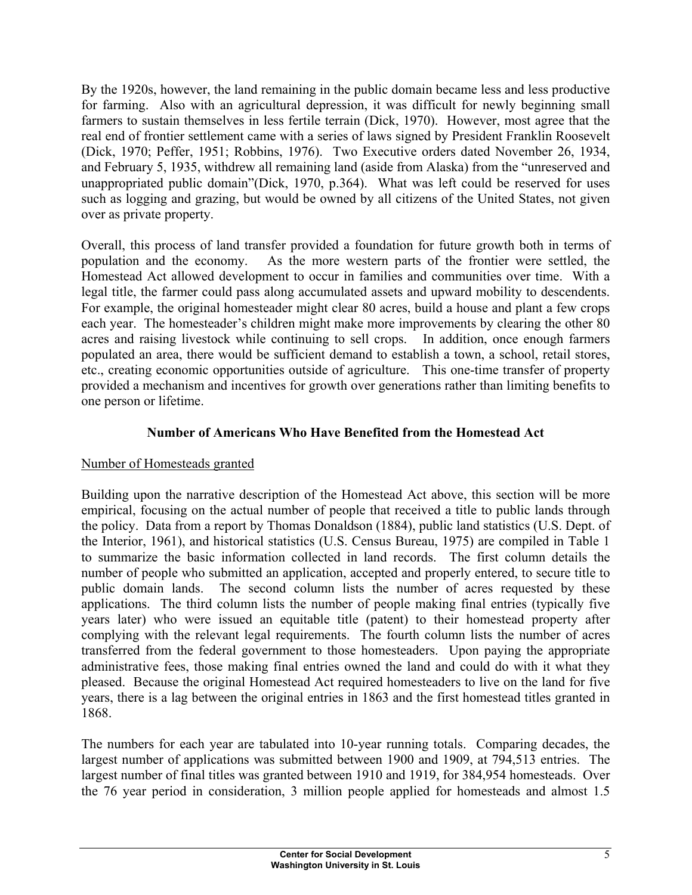By the 1920s, however, the land remaining in the public domain became less and less productive for farming. Also with an agricultural depression, it was difficult for newly beginning small farmers to sustain themselves in less fertile terrain (Dick, 1970). However, most agree that the real end of frontier settlement came with a series of laws signed by President Franklin Roosevelt (Dick, 1970; Peffer, 1951; Robbins, 1976). Two Executive orders dated November 26, 1934, and February 5, 1935, withdrew all remaining land (aside from Alaska) from the "unreserved and unappropriated public domain"(Dick, 1970, p.364). What was left could be reserved for uses such as logging and grazing, but would be owned by all citizens of the United States, not given over as private property.

Overall, this process of land transfer provided a foundation for future growth both in terms of population and the economy. As the more western parts of the frontier were settled, the Homestead Act allowed development to occur in families and communities over time. With a legal title, the farmer could pass along accumulated assets and upward mobility to descendents. For example, the original homesteader might clear 80 acres, build a house and plant a few crops each year. The homesteader's children might make more improvements by clearing the other 80 acres and raising livestock while continuing to sell crops. In addition, once enough farmers populated an area, there would be sufficient demand to establish a town, a school, retail stores, etc., creating economic opportunities outside of agriculture. This one-time transfer of property provided a mechanism and incentives for growth over generations rather than limiting benefits to one person or lifetime.

## Number of Americans Who Have Benefited from the Homestead Act

Number of Homesteads granted

Building upon the narrative description of the Homestead Act above, this section will be more empirical, focusing on the actual number of people that received a title to public lands through the policy. Data from a report by Thomas Donaldson (1884), public land statistics (U.S. Dept. of the Interior, 1961), and historical statistics (U.S. Census Bureau, 1975) are compiled in Table 1 to summarize the basic information collected in land records. The first column details the number of people who submitted an application, accepted and properly entered, to secure title to public domain lands. The second column lists the number of acres requested by these applications. The third column lists the number of people making final entries (typically five years later) who were issued an equitable title (patent) to their homestead property after complying with the relevant legal requirements. The fourth column lists the number of acres transferred from the federal government to those homesteaders. Upon paying the appropriate administrative fees, those making final entries owned the land and could do with it what they pleased. Because the original Homestead Act required homesteaders to live on the land for five years, there is a lag between the original entries in 1863 and the first homestead titles granted in 1868.

The numbers for each year are tabulated into 10-year running totals. Comparing decades, the largest number of applications was submitted between 1900 and 1909, at 794,513 entries. The largest number of final titles was granted between 1910 and 1919, for 384,954 homesteads. Over the 76 year period in consideration, 3 million people applied for homesteads and almost 1.5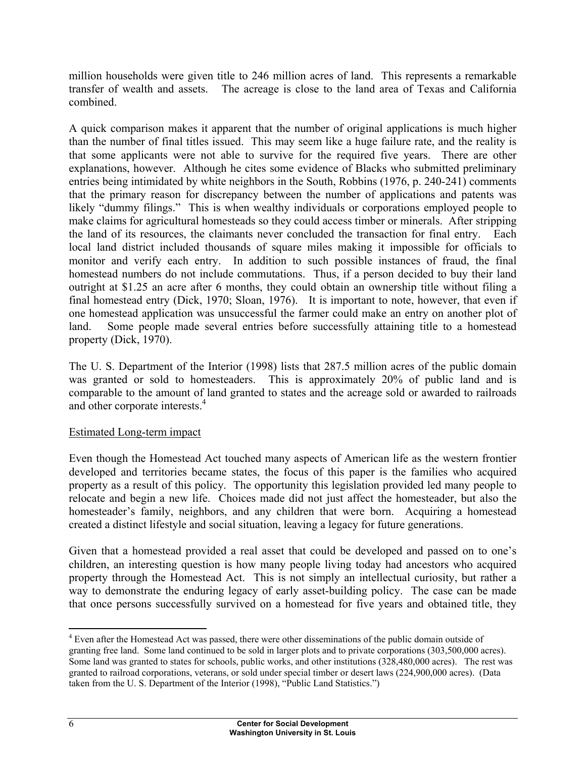million households were given title to 246 million acres of land. This represents a remarkable transfer of wealth and assets. The acreage is close to the land area of Texas and California combined.

A quick comparison makes it apparent that the number of original applications is much higher than the number of final titles issued. This may seem like a huge failure rate, and the reality is that some applicants were not able to survive for the required five years. There are other explanations, however. Although he cites some evidence of Blacks who submitted preliminary entries being intimidated by white neighbors in the South, Robbins (1976, p. 240-241) comments that the primary reason for discrepancy between the number of applications and patents was likely "dummy filings." This is when wealthy individuals or corporations employed people to make claims for agricultural homesteads so they could access timber or minerals. After stripping the land of its resources, the claimants never concluded the transaction for final entry. Each local land district included thousands of square miles making it impossible for officials to monitor and verify each entry. In addition to such possible instances of fraud, the final homestead numbers do not include commutations. Thus, if a person decided to buy their land outright at $1.25 an acre after 6 months, they could obtain an ownership title without filing a final homestead entry (Dick, 1970; Sloan, 1976). It is important to note, however, that even if one homestead application was unsuccessful the farmer could make an entry on another plot of land. Some people made several entries before successfully attaining title to a homestead property (Dick, 1970).

The U. S. Department of the Interior (1998) lists that 287.5 million acres of the public domain was granted or sold to homesteaders. This is approximately 20% of public land and is comparable to the amount of land granted to states and the acreage sold or awarded to railroads and other corporate interests.[4]

## Estimated Long-term impact

Even though the Homestead Act touched many aspects of American life as the western frontier developed and territories became states, the focus of this paper is the families who acquired property as a result of this policy. The opportunity this legislation provided led many people to relocate and begin a new life. Choices made did not just affect the homesteader, but also the homesteader's family, neighbors, and any children that were born. Acquiring a homestead created a distinct lifestyle and social situation, leaving a legacy for future generations.

Given that a homestead provided a real asset that could be developed and passed on to one's children, an interesting question is how many people living today had ancestors who acquired property through the Homestead Act. This is not simply an intellectual curiosity, but rather a way to demonstrate the enduring legacy of early asset-building policy. The case can be made that once persons successfully survived on a homestead for five years and obtained title, they

[4] Even after the Homestead Act was passed, there were other disseminations of the public domain outside of granting free land. Some land continued to be sold in larger plots and to private corporations (303,500,000 acres). Some land was granted to states for schools, public works, and other institutions (328,480,000 acres). The rest was granted to railroad corporations, veterans, or sold under special timber or desert laws (224,900,000 acres). (Data taken from the U. S. Department of the Interior (1998), "Public Land Statistics.")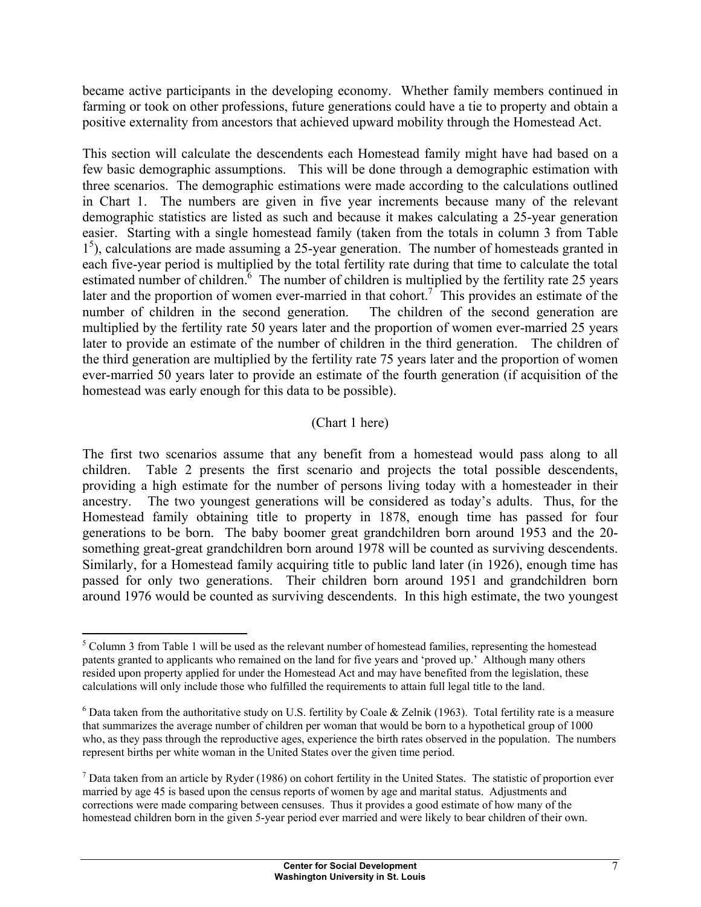became active participants in the developing economy. Whether family members continued in farming or took on other professions, future generations could have a tie to property and obtain a positive externality from ancestors that achieved upward mobility through the Homestead Act.

This section will calculate the descendents each Homestead family might have had based on a few basic demographic assumptions. This will be done through a demographic estimation with three scenarios. The demographic estimations were made according to the calculations outlined in Chart 1. The numbers are given in five year increments because many of the relevant demographic statistics are listed as such and because it makes calculating a 25-year generation easier. Starting with a single homestead family (taken from the totals in column 3 from Table 1[5]), calculations are made assuming a 25-year generation. The number of homesteads granted in each five-year period is multiplied by the total fertility rate during that time to calculate the total estimated number of children.[6] The number of children is multiplied by the fertility rate 25 years later and the proportion of women ever-married in that cohort.[7] This provides an estimate of the number of children in the second generation. The children of the second generation are multiplied by the fertility rate 50 years later and the proportion of women ever-married 25 years later to provide an estimate of the number of children in the third generation. The children of the third generation are multiplied by the fertility rate 75 years later and the proportion of women ever-married 50 years later to provide an estimate of the fourth generation (if acquisition of the homestead was early enough for this data to be possible).

(Chart 1 here)

The first two scenarios assume that any benefit from a homestead would pass along to all children. Table 2 presents the first scenario and projects the total possible descendents, providing a high estimate for the number of persons living today with a homesteader in their ancestry. The two youngest generations will be considered as today's adults. Thus, for the Homestead family obtaining title to property in 1878, enough time has passed for four generations to be born. The baby boomer great grandchildren born around 1953 and the 20-something great-great grandchildren born around 1978 will be counted as surviving descendents. Similarly, for a Homestead family acquiring title to public land later (in 1926), enough time has passed for only two generations. Their children born around 1951 and grandchildren born around 1976 would be counted as surviving descendents. In this high estimate, the two youngest

---

[5] Column 3 from Table 1 will be used as the relevant number of homestead families, representing the homestead patents granted to applicants who remained on the land for five years and 'proved up.' Although many others resided upon property applied for under the Homestead Act and may have benefited from the legislation, these calculations will only include those who fulfilled the requirements to attain full legal title to the land.

[6] Data taken from the authoritative study on U.S. fertility by Coale & Zelnik (1963). Total fertility rate is a measure that summarizes the average number of children per woman that would be born to a hypothetical group of 1000 who, as they pass through the reproductive ages, experience the birth rates observed in the population. The numbers represent births per white woman in the United States over the given time period.

[7] Data taken from an article by Ryder (1986) on cohort fertility in the United States. The statistic of proportion ever married by age 45 is based upon the census reports of women by age and marital status. Adjustments and corrections were made comparing between censuses. Thus it provides a good estimate of how many of the homestead children born in the given 5-year period ever married and were likely to bear children of their own.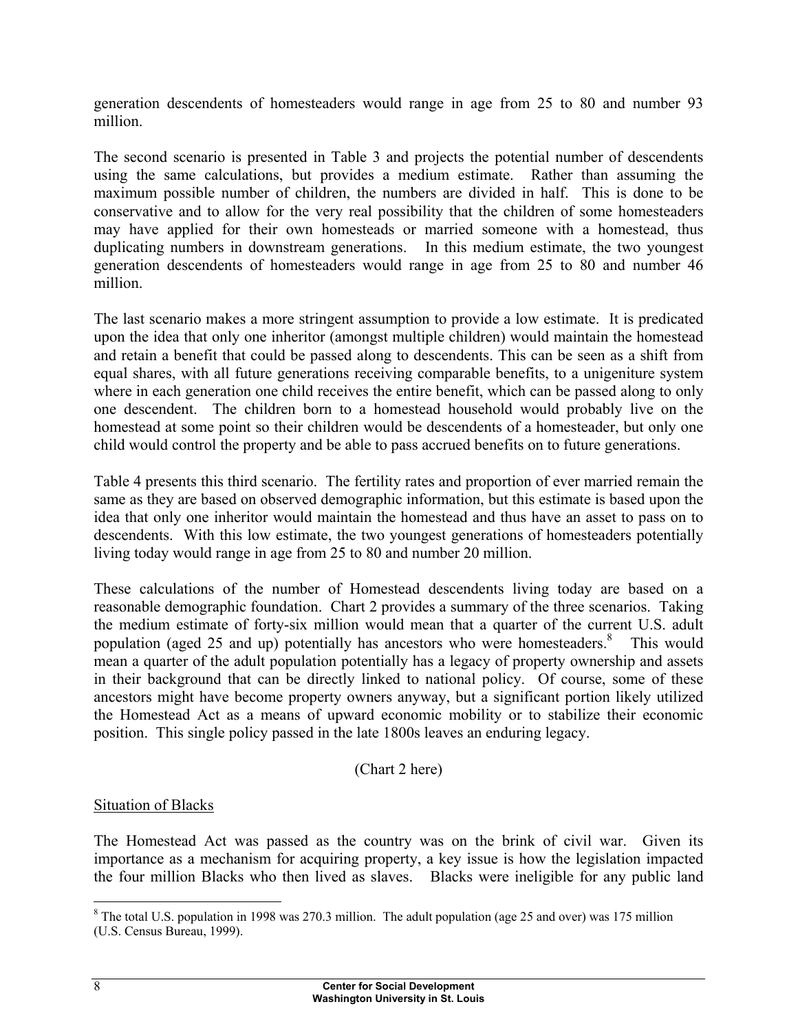generation descendents of homesteaders would range in age from 25 to 80 and number 93 million.

The second scenario is presented in Table 3 and projects the potential number of descendents using the same calculations, but provides a medium estimate. Rather than assuming the maximum possible number of children, the numbers are divided in half. This is done to be conservative and to allow for the very real possibility that the children of some homesteaders may have applied for their own homesteads or married someone with a homestead, thus duplicating numbers in downstream generations. In this medium estimate, the two youngest generation descendents of homesteaders would range in age from 25 to 80 and number 46 million.

The last scenario makes a more stringent assumption to provide a low estimate. It is predicated upon the idea that only one inheritor (amongst multiple children) would maintain the homestead and retain a benefit that could be passed along to descendents. This can be seen as a shift from equal shares, with all future generations receiving comparable benefits, to a unigeniture system where in each generation one child receives the entire benefit, which can be passed along to only one descendent. The children born to a homestead household would probably live on the homestead at some point so their children would be descendents of a homesteader, but only one child would control the property and be able to pass accrued benefits on to future generations.

Table 4 presents this third scenario. The fertility rates and proportion of ever married remain the same as they are based on observed demographic information, but this estimate is based upon the idea that only one inheritor would maintain the homestead and thus have an asset to pass on to descendents. With this low estimate, the two youngest generations of homesteaders potentially living today would range in age from 25 to 80 and number 20 million.

These calculations of the number of Homestead descendents living today are based on a reasonable demographic foundation. Chart 2 provides a summary of the three scenarios. Taking the medium estimate of forty-six million would mean that a quarter of the current U.S. adult population (aged 25 and up) potentially has ancestors who were homesteaders.[8] This would mean a quarter of the adult population potentially has a legacy of property ownership and assets in their background that can be directly linked to national policy. Of course, some of these ancestors might have become property owners anyway, but a significant portion likely utilized the Homestead Act as a means of upward economic mobility or to stabilize their economic position. This single policy passed in the late 1800s leaves an enduring legacy.

(Chart 2 here)

## Situation of Blacks

The Homestead Act was passed as the country was on the brink of civil war. Given its importance as a mechanism for acquiring property, a key issue is how the legislation impacted the four million Blacks who then lived as slaves. Blacks were ineligible for any public land

[8] The total U.S. population in 1998 was 270.3 million. The adult population (age 25 and over) was 175 million (U.S. Census Bureau, 1999).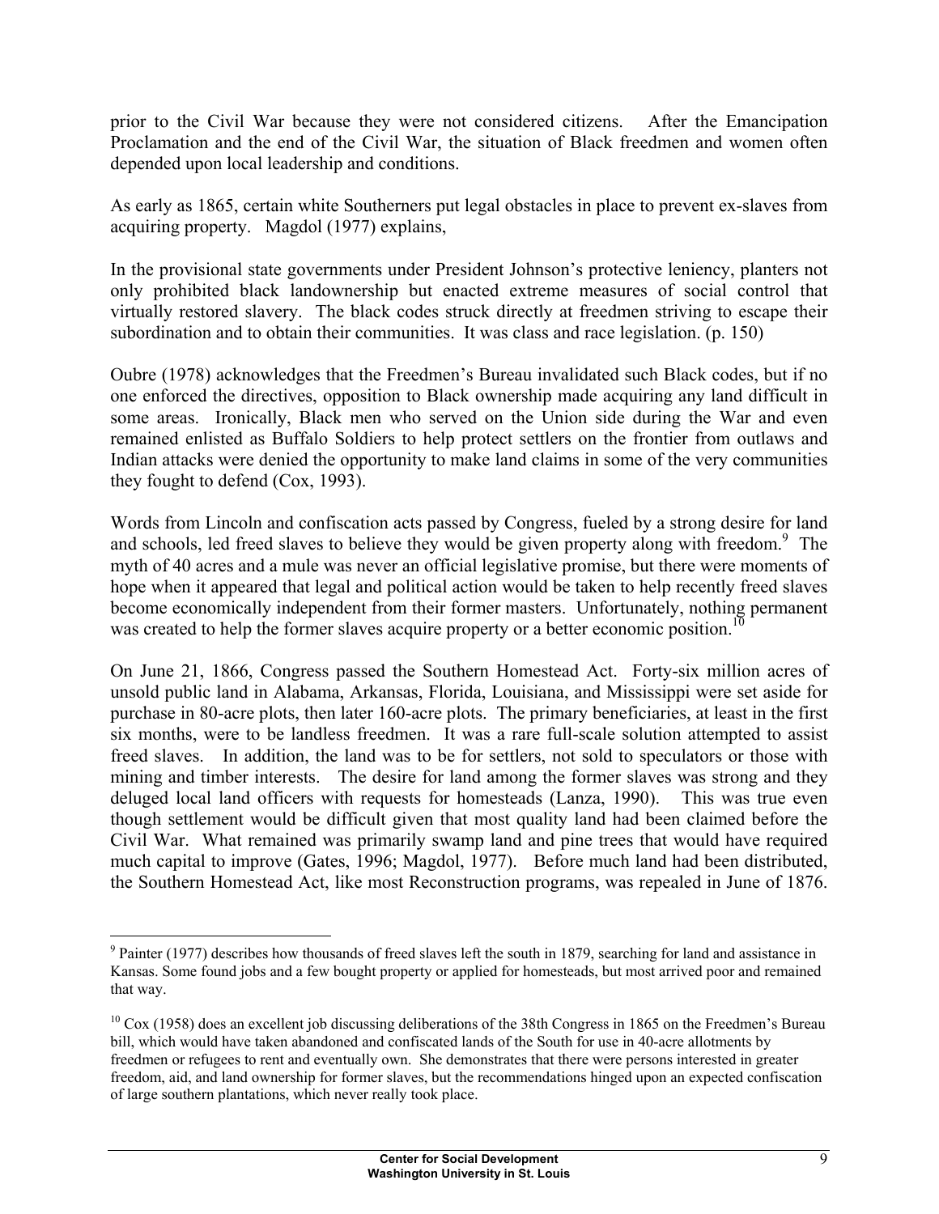prior to the Civil War because they were not considered citizens. After the Emancipation Proclamation and the end of the Civil War, the situation of Black freedmen and women often depended upon local leadership and conditions.

As early as 1865, certain white Southerners put legal obstacles in place to prevent ex-slaves from acquiring property. Magdol (1977) explains,

In the provisional state governments under President Johnson's protective leniency, planters not only prohibited black landownership but enacted extreme measures of social control that virtually restored slavery. The black codes struck directly at freedmen striving to escape their subordination and to obtain their communities. It was class and race legislation. (p. 150)

Oubre (1978) acknowledges that the Freedmen's Bureau invalidated such Black codes, but if no one enforced the directives, opposition to Black ownership made acquiring any land difficult in some areas. Ironically, Black men who served on the Union side during the War and even remained enlisted as Buffalo Soldiers to help protect settlers on the frontier from outlaws and Indian attacks were denied the opportunity to make land claims in some of the very communities they fought to defend (Cox, 1993).

Words from Lincoln and confiscation acts passed by Congress, fueled by a strong desire for land and schools, led freed slaves to believe they would be given property along with freedom.[9] The myth of 40 acres and a mule was never an official legislative promise, but there were moments of hope when it appeared that legal and political action would be taken to help recently freed slaves become economically independent from their former masters. Unfortunately, nothing permanent was created to help the former slaves acquire property or a better economic position.[10]

On June 21, 1866, Congress passed the Southern Homestead Act. Forty-six million acres of unsold public land in Alabama, Arkansas, Florida, Louisiana, and Mississippi were set aside for purchase in 80-acre plots, then later 160-acre plots. The primary beneficiaries, at least in the first six months, were to be landless freedmen. It was a rare full-scale solution attempted to assist freed slaves. In addition, the land was to be for settlers, not sold to speculators or those with mining and timber interests. The desire for land among the former slaves was strong and they deluged local land officers with requests for homesteads (Lanza, 1990). This was true even though settlement would be difficult given that most quality land had been claimed before the Civil War. What remained was primarily swamp land and pine trees that would have required much capital to improve (Gates, 1996; Magdol, 1977). Before much land had been distributed, the Southern Homestead Act, like most Reconstruction programs, was repealed in June of 1876.

---

[9] Painter (1977) describes how thousands of freed slaves left the south in 1879, searching for land and assistance in Kansas. Some found jobs and a few bought property or applied for homesteads, but most arrived poor and remained that way.

[10] Cox (1958) does an excellent job discussing deliberations of the 38th Congress in 1865 on the Freedmen's Bureau bill, which would have taken abandoned and confiscated lands of the South for use in 40-acre allotments by freedmen or refugees to rent and eventually own. She demonstrates that there were persons interested in greater freedom, aid, and land ownership for former slaves, but the recommendations hinged upon an expected confiscation of large southern plantations, which never really took place.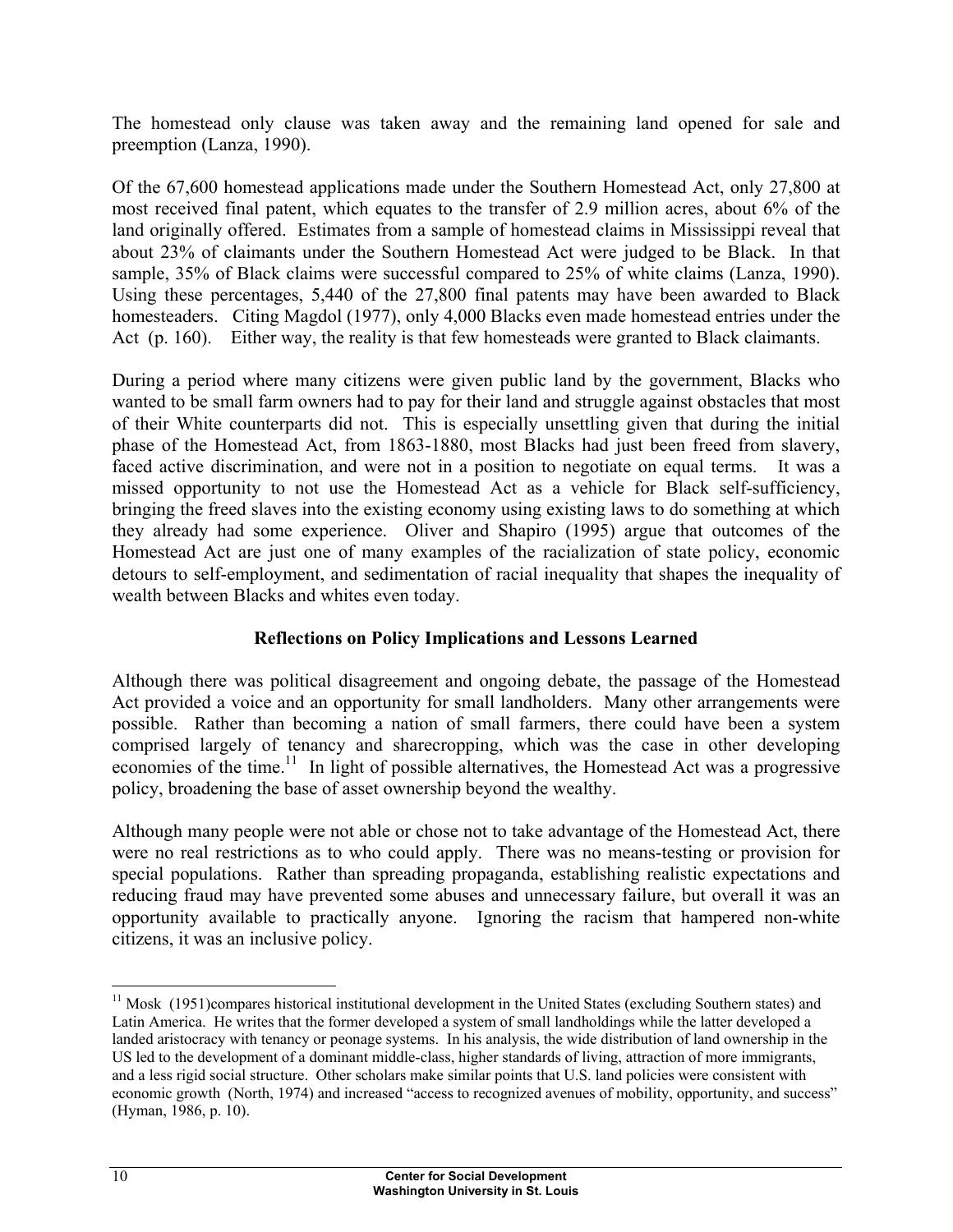The homestead only clause was taken away and the remaining land opened for sale and preemption (Lanza, 1990).

Of the 67,600 homestead applications made under the Southern Homestead Act, only 27,800 at most received final patent, which equates to the transfer of 2.9 million acres, about 6% of the land originally offered. Estimates from a sample of homestead claims in Mississippi reveal that about 23% of claimants under the Southern Homestead Act were judged to be Black. In that sample, 35% of Black claims were successful compared to 25% of white claims (Lanza, 1990). Using these percentages, 5,440 of the 27,800 final patents may have been awarded to Black homesteaders. Citing Magdol (1977), only 4,000 Blacks even made homestead entries under the Act (p. 160). Either way, the reality is that few homesteads were granted to Black claimants.

During a period where many citizens were given public land by the government, Blacks who wanted to be small farm owners had to pay for their land and struggle against obstacles that most of their White counterparts did not. This is especially unsettling given that during the initial phase of the Homestead Act, from 1863-1880, most Blacks had just been freed from slavery, faced active discrimination, and were not in a position to negotiate on equal terms. It was a missed opportunity to not use the Homestead Act as a vehicle for Black self-sufficiency, bringing the freed slaves into the existing economy using existing laws to do something at which they already had some experience. Oliver and Shapiro (1995) argue that outcomes of the Homestead Act are just one of many examples of the racialization of state policy, economic detours to self-employment, and sedimentation of racial inequality that shapes the inequality of wealth between Blacks and whites even today.

## Reflections on Policy Implications and Lessons Learned

Although there was political disagreement and ongoing debate, the passage of the Homestead Act provided a voice and an opportunity for small landholders. Many other arrangements were possible. Rather than becoming a nation of small farmers, there could have been a system comprised largely of tenancy and sharecropping, which was the case in other developing economies of the time.[11] In light of possible alternatives, the Homestead Act was a progressive policy, broadening the base of asset ownership beyond the wealthy.

Although many people were not able or chose not to take advantage of the Homestead Act, there were no real restrictions as to who could apply. There was no means-testing or provision for special populations. Rather than spreading propaganda, establishing realistic expectations and reducing fraud may have prevented some abuses and unnecessary failure, but overall it was an opportunity available to practically anyone. Ignoring the racism that hampered non-white citizens, it was an inclusive policy.

---

[11] Mosk (1951)compares historical institutional development in the United States (excluding Southern states) and Latin America. He writes that the former developed a system of small landholdings while the latter developed a landed aristocracy with tenancy or peonage systems. In his analysis, the wide distribution of land ownership in the US led to the development of a dominant middle-class, higher standards of living, attraction of more immigrants, and a less rigid social structure. Other scholars make similar points that U.S. land policies were consistent with economic growth (North, 1974) and increased "access to recognized avenues of mobility, opportunity, and success" (Hyman, 1986, p. 10).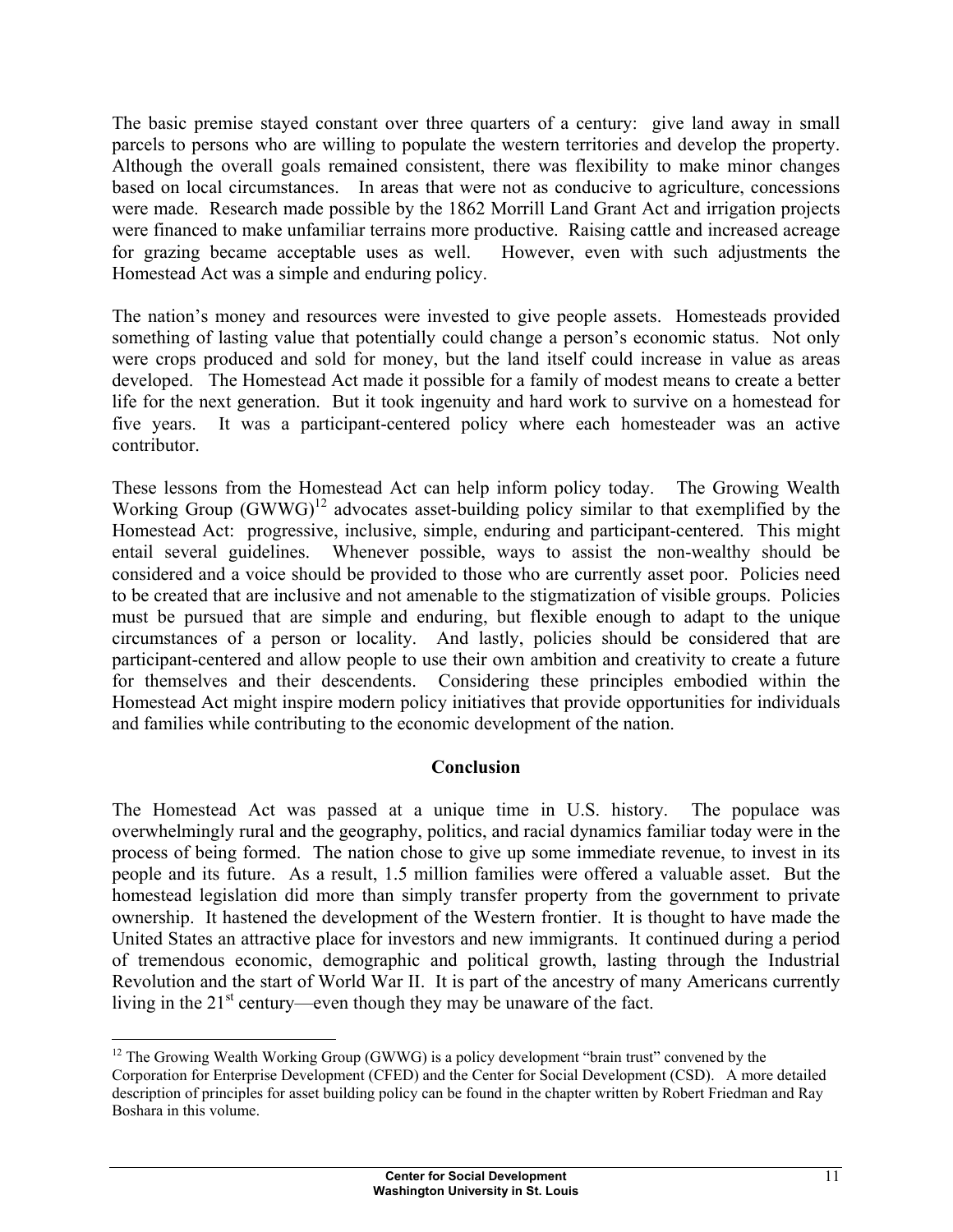The basic premise stayed constant over three quarters of a century: give land away in small parcels to persons who are willing to populate the western territories and develop the property. Although the overall goals remained consistent, there was flexibility to make minor changes based on local circumstances. In areas that were not as conducive to agriculture, concessions were made. Research made possible by the 1862 Morrill Land Grant Act and irrigation projects were financed to make unfamiliar terrains more productive. Raising cattle and increased acreage for grazing became acceptable uses as well. However, even with such adjustments the Homestead Act was a simple and enduring policy.

The nation's money and resources were invested to give people assets. Homesteads provided something of lasting value that potentially could change a person's economic status. Not only were crops produced and sold for money, but the land itself could increase in value as areas developed. The Homestead Act made it possible for a family of modest means to create a better life for the next generation. But it took ingenuity and hard work to survive on a homestead for five years. It was a participant-centered policy where each homesteader was an active contributor.

These lessons from the Homestead Act can help inform policy today. The Growing Wealth Working Group (GWWG)[12] advocates asset-building policy similar to that exemplified by the Homestead Act: progressive, inclusive, simple, enduring and participant-centered. This might entail several guidelines. Whenever possible, ways to assist the non-wealthy should be considered and a voice should be provided to those who are currently asset poor. Policies need to be created that are inclusive and not amenable to the stigmatization of visible groups. Policies must be pursued that are simple and enduring, but flexible enough to adapt to the unique circumstances of a person or locality. And lastly, policies should be considered that are participant-centered and allow people to use their own ambition and creativity to create a future for themselves and their descendents. Considering these principles embodied within the Homestead Act might inspire modern policy initiatives that provide opportunities for individuals and families while contributing to the economic development of the nation.

## Conclusion

The Homestead Act was passed at a unique time in U.S. history. The populace was overwhelmingly rural and the geography, politics, and racial dynamics familiar today were in the process of being formed. The nation chose to give up some immediate revenue, to invest in its people and its future. As a result, 1.5 million families were offered a valuable asset. But the homestead legislation did more than simply transfer property from the government to private ownership. It hastened the development of the Western frontier. It is thought to have made the United States an attractive place for investors and new immigrants. It continued during a period of tremendous economic, demographic and political growth, lasting through the Industrial Revolution and the start of World War II. It is part of the ancestry of many Americans currently living in the 21st century—even though they may be unaware of the fact.

---

[12] The Growing Wealth Working Group (GWWG) is a policy development "brain trust" convened by the Corporation for Enterprise Development (CFED) and the Center for Social Development (CSD). A more detailed description of principles for asset building policy can be found in the chapter written by Robert Friedman and Ray Boshara in this volume.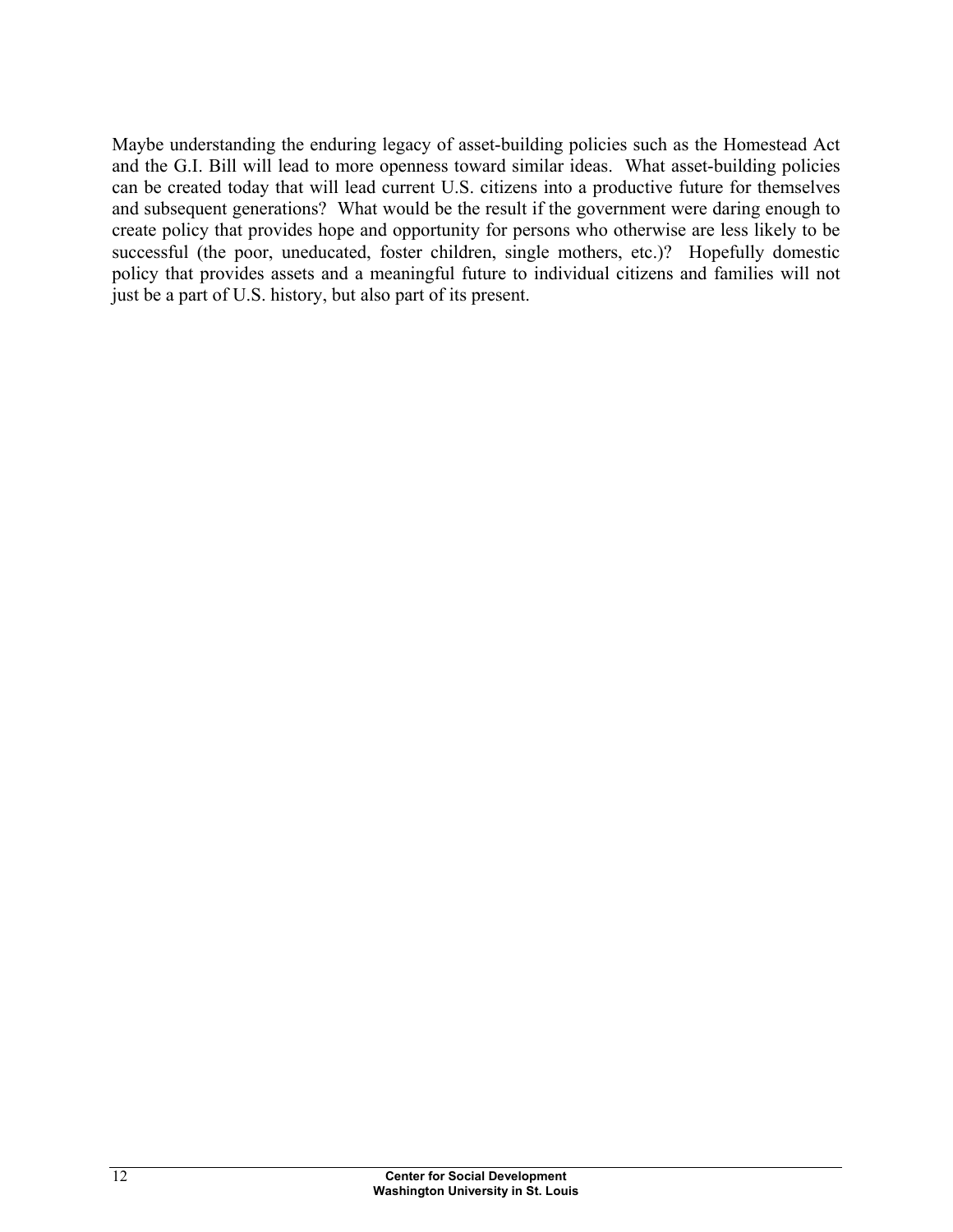Maybe understanding the enduring legacy of asset-building policies such as the Homestead Act and the G.I. Bill will lead to more openness toward similar ideas. What asset-building policies can be created today that will lead current U.S. citizens into a productive future for themselves and subsequent generations? What would be the result if the government were daring enough to create policy that provides hope and opportunity for persons who otherwise are less likely to be successful (the poor, uneducated, foster children, single mothers, etc.)? Hopefully domestic policy that provides assets and a meaningful future to individual citizens and families will not just be a part of U.S. history, but also part of its present.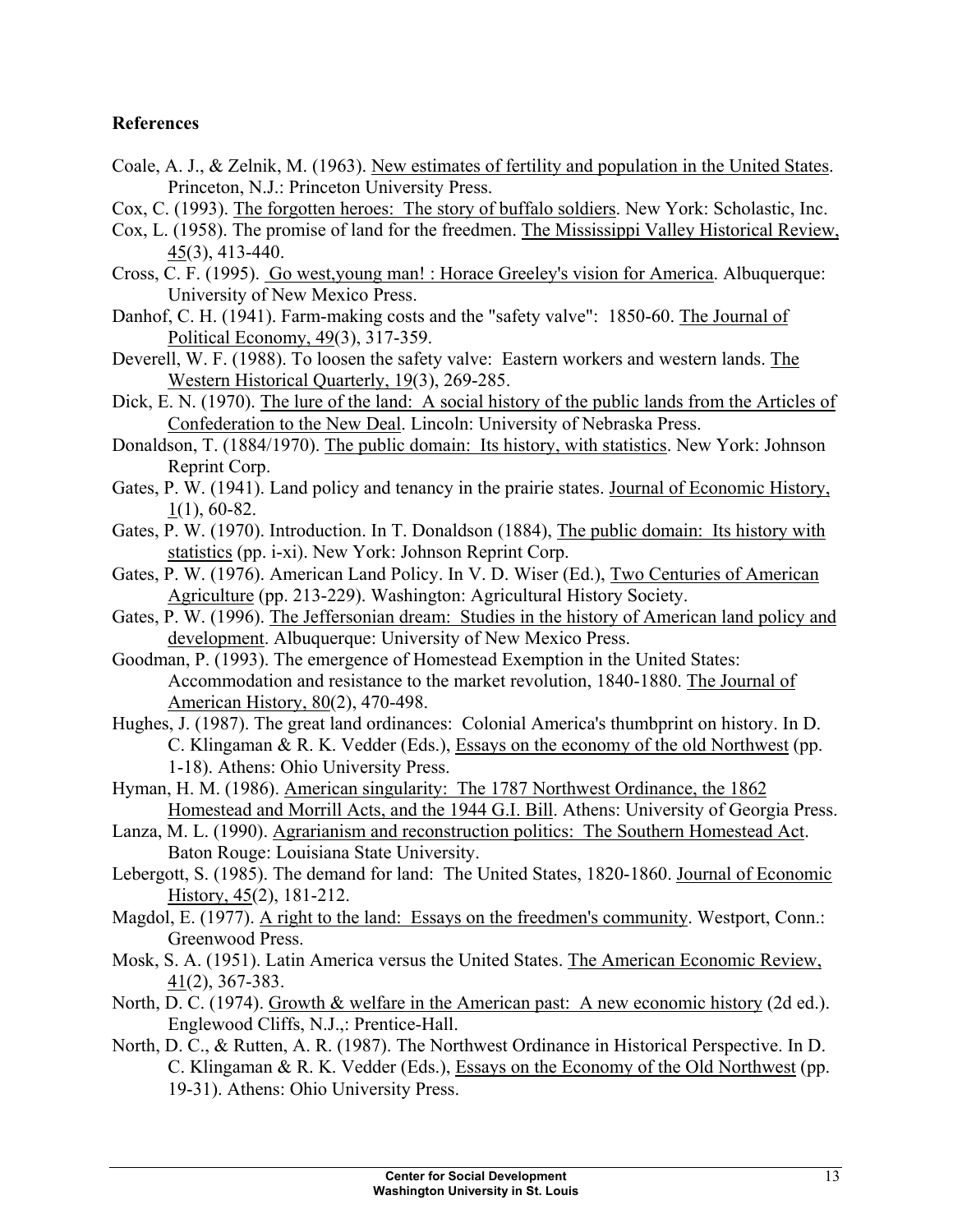## References

Coale, A. J., & Zelnik, M. (1963). New estimates of fertility and population in the United States. Princeton, N.J.: Princeton University Press.

Cox, C. (1993). The forgotten heroes: The story of buffalo soldiers. New York: Scholastic, Inc.

Cox, L. (1958). The promise of land for the freedmen. The Mississippi Valley Historical Review, 45(3), 413-440.

Cross, C. F. (1995). Go west,young man! : Horace Greeley's vision for America. Albuquerque: University of New Mexico Press.

Danhof, C. H. (1941). Farm-making costs and the "safety valve": 1850-60. The Journal of Political Economy, 49(3), 317-359.

Deverell, W. F. (1988). To loosen the safety valve: Eastern workers and western lands. The Western Historical Quarterly, 19(3), 269-285.

Dick, E. N. (1970). The lure of the land: A social history of the public lands from the Articles of Confederation to the New Deal. Lincoln: University of Nebraska Press.

Donaldson, T. (1884/1970). The public domain: Its history, with statistics. New York: Johnson Reprint Corp.

Gates, P. W. (1941). Land policy and tenancy in the prairie states. Journal of Economic History, 1(1), 60-82.

Gates, P. W. (1970). Introduction. In T. Donaldson (1884), The public domain: Its history with statistics (pp. i-xi). New York: Johnson Reprint Corp.

Gates, P. W. (1976). American Land Policy. In V. D. Wiser (Ed.), Two Centuries of American Agriculture (pp. 213-229). Washington: Agricultural History Society.

Gates, P. W. (1996). The Jeffersonian dream: Studies in the history of American land policy and development. Albuquerque: University of New Mexico Press.

Goodman, P. (1993). The emergence of Homestead Exemption in the United States: Accommodation and resistance to the market revolution, 1840-1880. The Journal of American History, 80(2), 470-498.

Hughes, J. (1987). The great land ordinances: Colonial America's thumbprint on history. In D. C. Klingaman & R. K. Vedder (Eds.), Essays on the economy of the old Northwest (pp. 1-18). Athens: Ohio University Press.

Hyman, H. M. (1986). American singularity: The 1787 Northwest Ordinance, the 1862 Homestead and Morrill Acts, and the 1944 G.I. Bill. Athens: University of Georgia Press.

Lanza, M. L. (1990). Agrarianism and reconstruction politics: The Southern Homestead Act. Baton Rouge: Louisiana State University.

Lebergott, S. (1985). The demand for land: The United States, 1820-1860. Journal of Economic History, 45(2), 181-212.

Magdol, E. (1977). A right to the land: Essays on the freedmen's community. Westport, Conn.: Greenwood Press.

Mosk, S. A. (1951). Latin America versus the United States. The American Economic Review, 41(2), 367-383.

North, D. C. (1974). Growth & welfare in the American past: A new economic history (2d ed.). Englewood Cliffs, N.J.,: Prentice-Hall.

North, D. C., & Rutten, A. R. (1987). The Northwest Ordinance in Historical Perspective. In D. C. Klingaman & R. K. Vedder (Eds.), Essays on the Economy of the Old Northwest (pp. 19-31). Athens: Ohio University Press.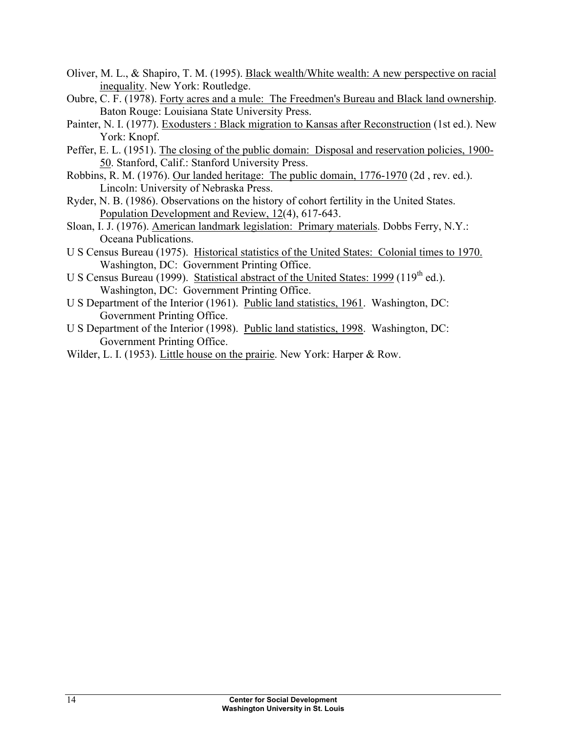Oliver, M. L., & Shapiro, T. M. (1995). Black wealth/White wealth: A new perspective on racial inequality. New York: Routledge.

Oubre, C. F. (1978). Forty acres and a mule: The Freedmen's Bureau and Black land ownership. Baton Rouge: Louisiana State University Press.

Painter, N. I. (1977). Exodusters : Black migration to Kansas after Reconstruction (1st ed.). New York: Knopf.

Peffer, E. L. (1951). The closing of the public domain: Disposal and reservation policies, 1900-50. Stanford, Calif.: Stanford University Press.

Robbins, R. M. (1976). Our landed heritage: The public domain, 1776-1970 (2d , rev. ed.). Lincoln: University of Nebraska Press.

Ryder, N. B. (1986). Observations on the history of cohort fertility in the United States. Population Development and Review, 12(4), 617-643.

Sloan, I. J. (1976). American landmark legislation: Primary materials. Dobbs Ferry, N.Y.: Oceana Publications.

U S Census Bureau (1975). Historical statistics of the United States: Colonial times to 1970. Washington, DC: Government Printing Office.

U S Census Bureau (1999). Statistical abstract of the United States: 1999 (119th ed.). Washington, DC: Government Printing Office.

U S Department of the Interior (1961). Public land statistics, 1961. Washington, DC: Government Printing Office.

U S Department of the Interior (1998). Public land statistics, 1998. Washington, DC: Government Printing Office.

Wilder, L. I. (1953). Little house on the prairie. New York: Harper & Row.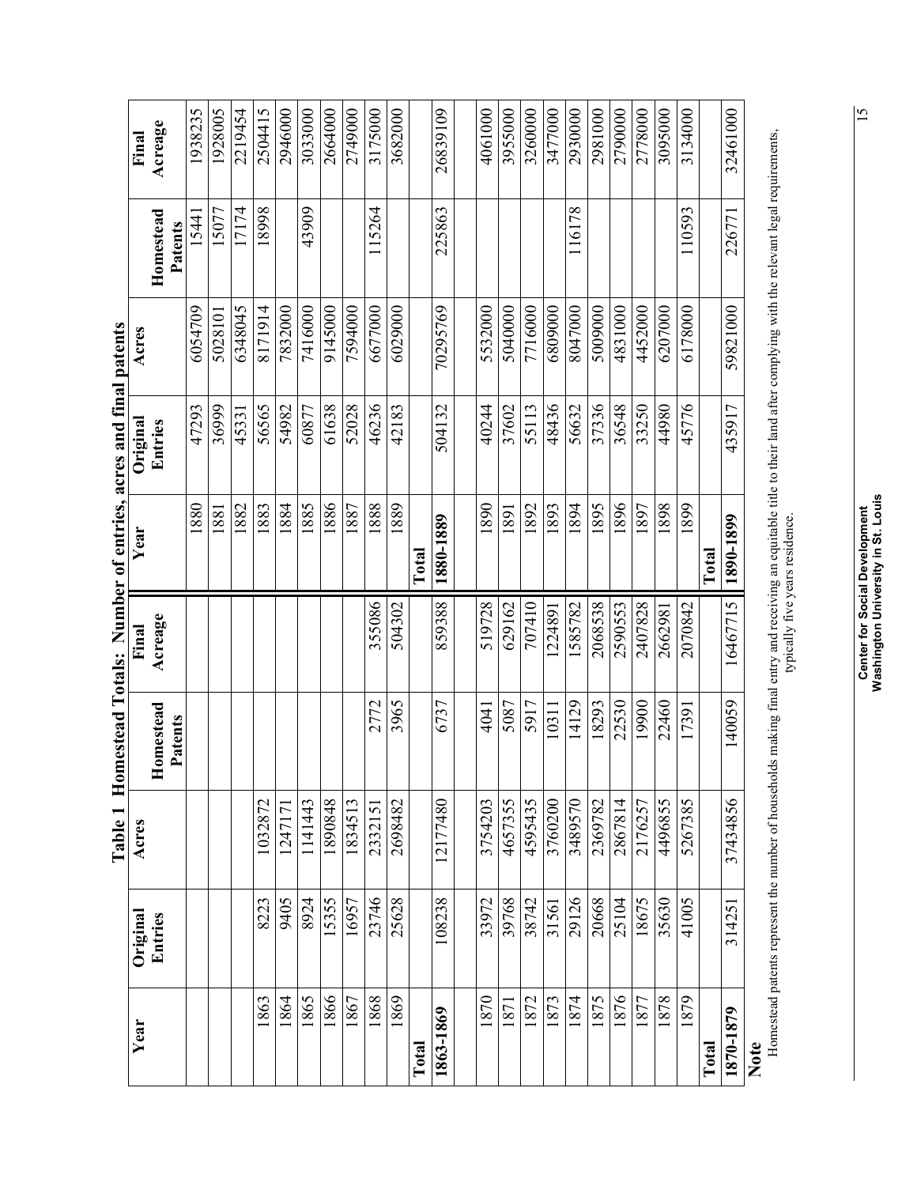# Table 1 Homestead Totals: Number of entries, acres and final patents

| Year | Original Entries | Acres | Homestead Patents | Final Acreage | Year | Original Entries | Acres | Homestead Patents | Final Acreage |
|---|---|---|---|---|---|---|---|---|---|
| | | | | | 1880 | 47293 | 6054709 | 15441 | 1938235 |
| | | | | | 1881 | 36999 | 5028101 | 15077 | 1928005 |
| | | | | | 1882 | 45331 | 6348045 | 17174 | 2219454 |
| 1863 | 8223 | 1032872 | | | 1883 | 56565 | 8171914 | 18998 | 2504415 |
| 1864 | 9405 | 1247171 | | | 1884 | 54982 | 7832000 | | 2946000 |
| 1865 | 8924 | 1141443 | | | 1885 | 60877 | 7416000 | 43909 | 3033000 |
| 1866 | 15355 | 1890848 | | | 1886 | 61638 | 9145000 | | 2664000 |
| 1867 | 16957 | 1834513 | | | 1887 | 52028 | 7594000 | | 2749000 |
| 1868 | 23746 | 2332151 | 2772 | 355086 | 1888 | 46236 | 6677000 | 115264 | 3175000 |
| 1869 | 25628 | 2698482 | 3965 | 504302 | 1889 | 42183 | 6029000 | | 3682000 |
| **Total 1863-1869** | 108238 | 12177480 | 6737 | 859388 | **Total 1880-1889** | 504132 | 70295769 | 225863 | 26839109 |
| 1870 | 33972 | 3754203 | 4041 | 519728 | 1890 | 40244 | 5532000 | | 4061000 |
| 1871 | 39768 | 4657355 | 5087 | 629162 | 1891 | 37602 | 5040000 | | 3955000 |
| 1872 | 38742 | 4595435 | 5917 | 707410 | 1892 | 55113 | 7716000 | | 3260000 |
| 1873 | 31561 | 3760200 | 10311 | 1224891 | 1893 | 48436 | 6809000 | | 3477000 |
| 1874 | 29126 | 3489570 | 14129 | 1585782 | 1894 | 56632 | 8047000 | 116178 | 2930000 |
| 1875 | 20668 | 2369782 | 18293 | 2068538 | 1895 | 37336 | 5009000 | | 2981000 |
| 1876 | 25104 | 2867814 | 22530 | 2590553 | 1896 | 36548 | 4831000 | | 2790000 |
| 1877 | 18675 | 2176257 | 19900 | 2407828 | 1897 | 33250 | 4452000 | | 2778000 |
| 1878 | 35630 | 4496855 | 22460 | 2662981 | 1898 | 44980 | 6207000 | | 3095000 |
| 1879 | 41005 | 5267385 | 17391 | 2070842 | 1899 | 45776 | 6178000 | 110593 | 3134000 |
| **Total 1870-1879** | 314251 | 37434856 | 140059 | 16467715 | **Total 1890-1899** | 435917 | 59821000 | 226771 | 32461000 |

**Note**

Homestead patents represent the number of households making final entry and receiving an equitable title to their land after complying with the relevant legal requirements, typically five years residence.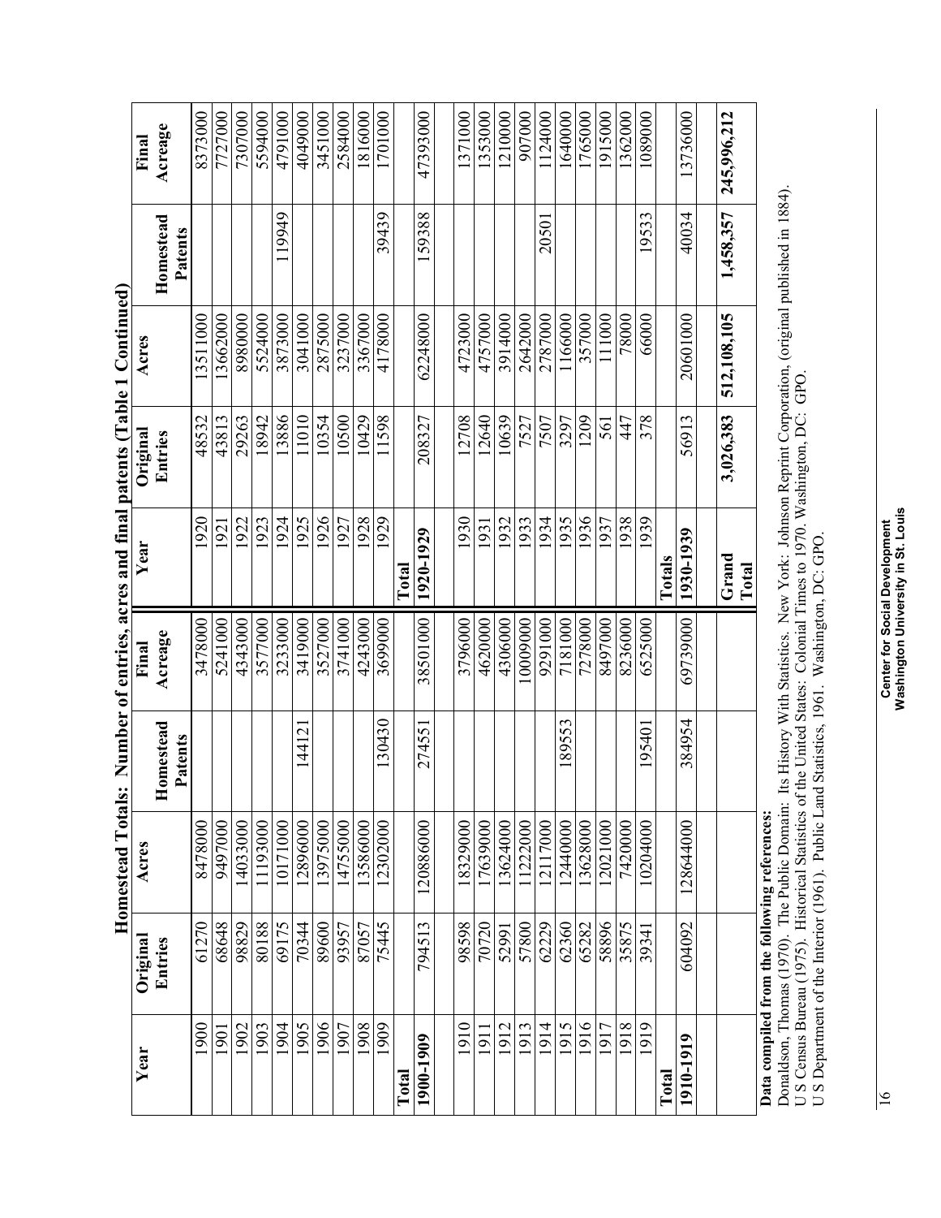## Homestead Totals: Number of entries, acres and final patents (Table 1 Continued)

| Year | Original Entries | Acres | Homestead Patents | Final Acreage | Year | Original Entries | Acres | Homestead Patents | Final Acreage |
|---|---|---|---|---|---|---|---|---|---|
| 1900 | 61270 | 8478000 | | 3478000 | 1920 | 48532 | 13511000 | | 8373000 |
| 1901 | 68648 | 9497000 | | 5241000 | 1921 | 43813 | 13662000 | | 7727000 |
| 1902 | 98829 | 14033000 | | 4343000 | 1922 | 29263 | 8980000 | | 7307000 |
| 1903 | 80188 | 11193000 | | 3577000 | 1923 | 18942 | 5524000 | | 5594000 |
| 1904 | 69175 | 10171000 | | 3233000 | 1924 | 13886 | 3873000 | 119949 | 4791000 |
| 1905 | 70344 | 12896000 | 144121 | 3419000 | 1925 | 11010 | 3041000 | | 4049000 |
| 1906 | 89600 | 13975000 | | 3527000 | 1926 | 10354 | 2875000 | | 3451000 |
| 1907 | 93957 | 14755000 | | 3741000 | 1927 | 10500 | 3237000 | | 2584000 |
| 1908 | 87057 | 13586000 | | 4243000 | 1928 | 10429 | 3367000 | | 1816000 |
| 1909 | 75445 | 12302000 | 130430 | 3699000 | 1929 | 11598 | 4178000 | 39439 | 1701000 |
| **Total 1900-1909** | 794513 | 120886000 | 274551 | 38501000 | **Total 1920-1929** | 208327 | 62248000 | 159388 | 47393000 |
| 1910 | 98598 | 18329000 | | 3796000 | 1930 | 12708 | 4723000 | | 1371000 |
| 1911 | 70720 | 17639000 | | 4620000 | 1931 | 12640 | 4757000 | | 1353000 |
| 1912 | 52991 | 13624000 | | 4306000 | 1932 | 10639 | 3914000 | | 1210000 |
| 1913 | 57800 | 11222000 | | 10009000 | 1933 | 7527 | 2642000 | | 907000 |
| 1914 | 62229 | 12117000 | | 9291000 | 1934 | 7507 | 2787000 | 20501 | 1124000 |
| 1915 | 62360 | 12440000 | 189553 | 7181000 | 1935 | 3297 | 1166000 | | 1640000 |
| 1916 | 65282 | 13628000 | | 7278000 | 1936 | 1209 | 357000 | | 1765000 |
| 1917 | 58896 | 12021000 | | 8497000 | 1937 | 561 | 111000 | | 1915000 |
| 1918 | 35875 | 7420000 | | 8236000 | 1938 | 447 | 78000 | | 1362000 |
| 1919 | 39341 | 10204000 | 195401 | 6525000 | 1939 | 378 | 66000 | 19533 | 1089000 |
| **Total 1910-1919** | 604092 | 128644000 | 384954 | 69739000 | **Totals 1930-1939** | 56913 | 20601000 | 40034 | 13736000 |
| | | | | | **Grand Total** | **3,026,383** | **512,108,105** | **1,458,357** | **245,996,212** |

**Data compiled from the following references:**

Donaldson, Thomas (1970). The Public Domain: Its History With Statistics. New York: Johnson Reprint Corporation, (original published in 1884).
U S Census Bureau (1975). Historical Statistics of the United States: Colonial Times to 1970. Washington, DC: GPO.
U S Department of the Interior (1961). Public Land Statistics, 1961. Washington, DC: GPO.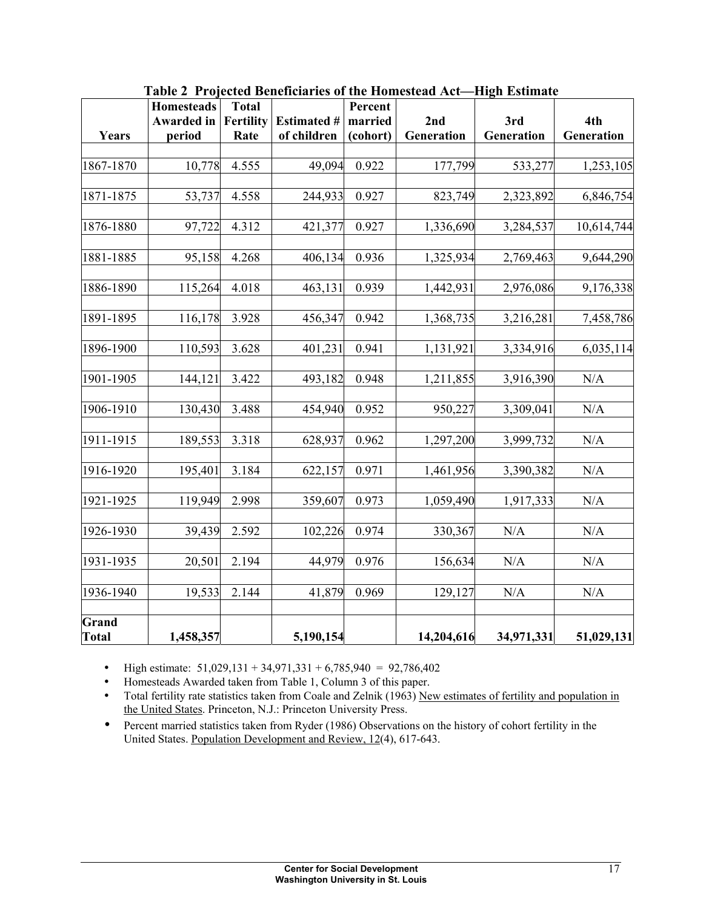**Table 2 Projected Beneficiaries of the Homestead Act—High Estimate**

| Years | Homesteads Awarded in period | Total Fertility Rate | Estimated # of children | Percent married (cohort) | 2nd Generation | 3rd Generation | 4th Generation |
|---|---|---|---|---|---|---|---|
| 1867-1870 | 10,778 | 4.555 | 49,094 | 0.922 | 177,799 | 533,277 | 1,253,105 |
| 1871-1875 | 53,737 | 4.558 | 244,933 | 0.927 | 823,749 | 2,323,892 | 6,846,754 |
| 1876-1880 | 97,722 | 4.312 | 421,377 | 0.927 | 1,336,690 | 3,284,537 | 10,614,744 |
| 1881-1885 | 95,158 | 4.268 | 406,134 | 0.936 | 1,325,934 | 2,769,463 | 9,644,290 |
| 1886-1890 | 115,264 | 4.018 | 463,131 | 0.939 | 1,442,931 | 2,976,086 | 9,176,338 |
| 1891-1895 | 116,178 | 3.928 | 456,347 | 0.942 | 1,368,735 | 3,216,281 | 7,458,786 |
| 1896-1900 | 110,593 | 3.628 | 401,231 | 0.941 | 1,131,921 | 3,334,916 | 6,035,114 |
| 1901-1905 | 144,121 | 3.422 | 493,182 | 0.948 | 1,211,855 | 3,916,390 | N/A |
| 1906-1910 | 130,430 | 3.488 | 454,940 | 0.952 | 950,227 | 3,309,041 | N/A |
| 1911-1915 | 189,553 | 3.318 | 628,937 | 0.962 | 1,297,200 | 3,999,732 | N/A |
| 1916-1920 | 195,401 | 3.184 | 622,157 | 0.971 | 1,461,956 | 3,390,382 | N/A |
| 1921-1925 | 119,949 | 2.998 | 359,607 | 0.973 | 1,059,490 | 1,917,333 | N/A |
| 1926-1930 | 39,439 | 2.592 | 102,226 | 0.974 | 330,367 | N/A | N/A |
| 1931-1935 | 20,501 | 2.194 | 44,979 | 0.976 | 156,634 | N/A | N/A |
| 1936-1940 | 19,533 | 2.144 | 41,879 | 0.969 | 129,127 | N/A | N/A |
| **Grand Total** | **1,458,357** | | **5,190,154** | | **14,204,616** | **34,971,331** | **51,029,131** |

- High estimate: 51,029,131 + 34,971,331 + 6,785,940 = 92,786,402
- Homesteads Awarded taken from Table 1, Column 3 of this paper.
- Total fertility rate statistics taken from Coale and Zelnik (1963) New estimates of fertility and population in the United States. Princeton, N.J.: Princeton University Press.
- Percent married statistics taken from Ryder (1986) Observations on the history of cohort fertility in the United States. Population Development and Review, 12(4), 617-643.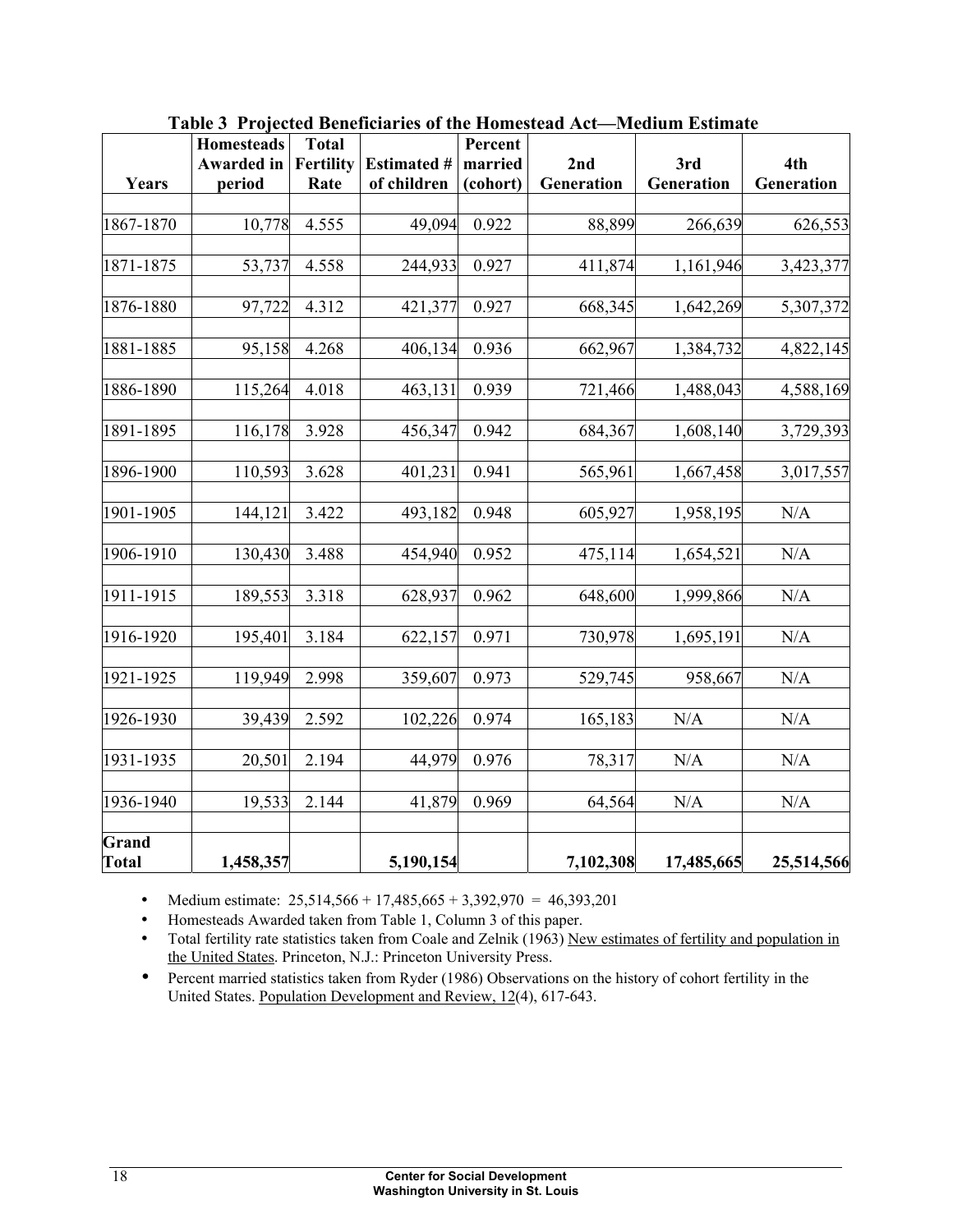**Table 3 Projected Beneficiaries of the Homestead Act—Medium Estimate**

| Years | Homesteads Awarded in period | Total Fertility Rate | Estimated # of children | Percent married (cohort) | 2nd Generation | 3rd Generation | 4th Generation |
|---|---|---|---|---|---|---|---|
| 1867-1870 | 10,778 | 4.555 | 49,094 | 0.922 | 88,899 | 266,639 | 626,553 |
| 1871-1875 | 53,737 | 4.558 | 244,933 | 0.927 | 411,874 | 1,161,946 | 3,423,377 |
| 1876-1880 | 97,722 | 4.312 | 421,377 | 0.927 | 668,345 | 1,642,269 | 5,307,372 |
| 1881-1885 | 95,158 | 4.268 | 406,134 | 0.936 | 662,967 | 1,384,732 | 4,822,145 |
| 1886-1890 | 115,264 | 4.018 | 463,131 | 0.939 | 721,466 | 1,488,043 | 4,588,169 |
| 1891-1895 | 116,178 | 3.928 | 456,347 | 0.942 | 684,367 | 1,608,140 | 3,729,393 |
| 1896-1900 | 110,593 | 3.628 | 401,231 | 0.941 | 565,961 | 1,667,458 | 3,017,557 |
| 1901-1905 | 144,121 | 3.422 | 493,182 | 0.948 | 605,927 | 1,958,195 | N/A |
| 1906-1910 | 130,430 | 3.488 | 454,940 | 0.952 | 475,114 | 1,654,521 | N/A |
| 1911-1915 | 189,553 | 3.318 | 628,937 | 0.962 | 648,600 | 1,999,866 | N/A |
| 1916-1920 | 195,401 | 3.184 | 622,157 | 0.971 | 730,978 | 1,695,191 | N/A |
| 1921-1925 | 119,949 | 2.998 | 359,607 | 0.973 | 529,745 | 958,667 | N/A |
| 1926-1930 | 39,439 | 2.592 | 102,226 | 0.974 | 165,183 | N/A | N/A |
| 1931-1935 | 20,501 | 2.194 | 44,979 | 0.976 | 78,317 | N/A | N/A |
| 1936-1940 | 19,533 | 2.144 | 41,879 | 0.969 | 64,564 | N/A | N/A |
| **Grand Total** | **1,458,357** | | **5,190,154** | | **7,102,308** | **17,485,665** | **25,514,566** |

- Medium estimate: 25,514,566 + 17,485,665 + 3,392,970 = 46,393,201
- Homesteads Awarded taken from Table 1, Column 3 of this paper.
- Total fertility rate statistics taken from Coale and Zelnik (1963) New estimates of fertility and population in the United States. Princeton, N.J.: Princeton University Press.
- Percent married statistics taken from Ryder (1986) Observations on the history of cohort fertility in the United States. Population Development and Review, 12(4), 617-643.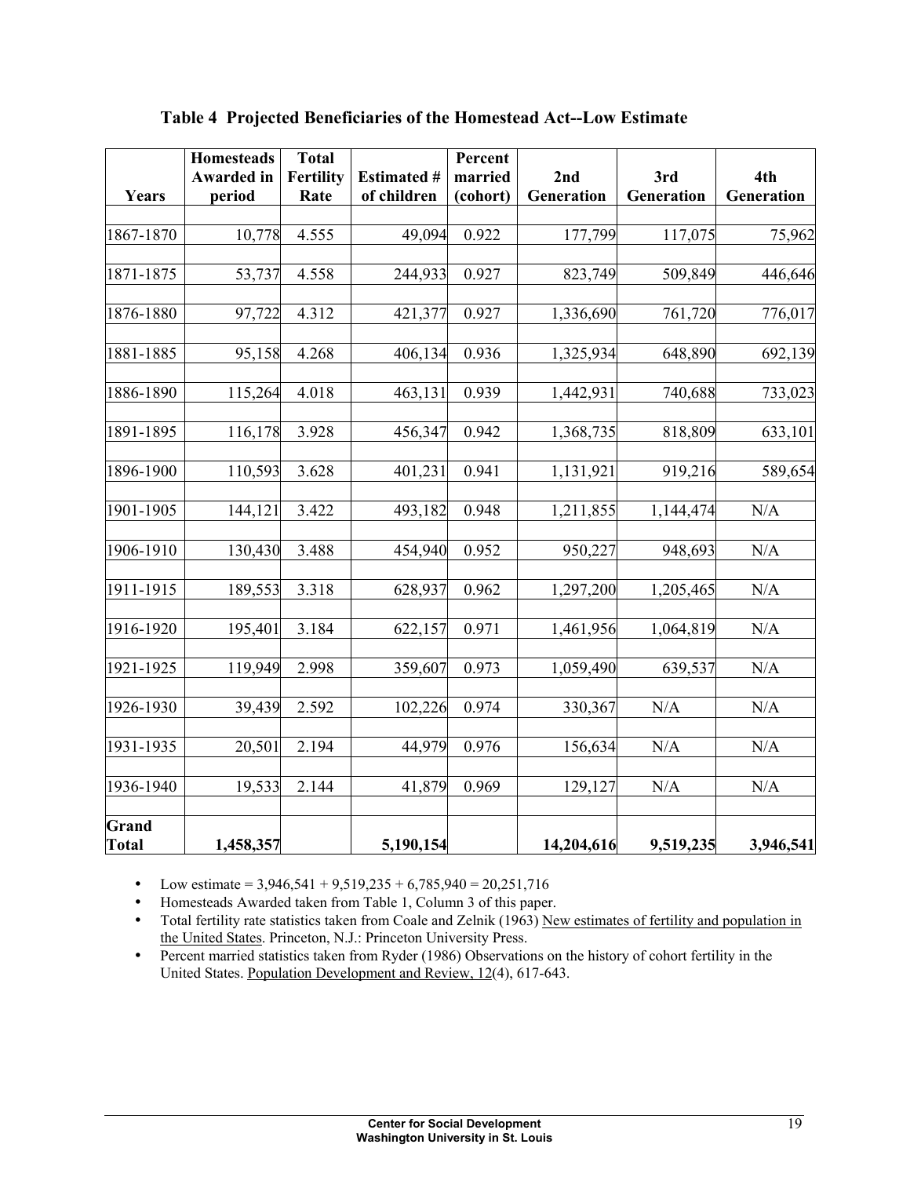**Table 4 Projected Beneficiaries of the Homestead Act--Low Estimate**

| Years | Homesteads Awarded in period | Total Fertility Rate | Estimated # of children | Percent married (cohort) | 2nd Generation | 3rd Generation | 4th Generation |
|---|---|---|---|---|---|---|---|
| 1867-1870 | 10,778 | 4.555 | 49,094 | 0.922 | 177,799 | 117,075 | 75,962 |
| 1871-1875 | 53,737 | 4.558 | 244,933 | 0.927 | 823,749 | 509,849 | 446,646 |
| 1876-1880 | 97,722 | 4.312 | 421,377 | 0.927 | 1,336,690 | 761,720 | 776,017 |
| 1881-1885 | 95,158 | 4.268 | 406,134 | 0.936 | 1,325,934 | 648,890 | 692,139 |
| 1886-1890 | 115,264 | 4.018 | 463,131 | 0.939 | 1,442,931 | 740,688 | 733,023 |
| 1891-1895 | 116,178 | 3.928 | 456,347 | 0.942 | 1,368,735 | 818,809 | 633,101 |
| 1896-1900 | 110,593 | 3.628 | 401,231 | 0.941 | 1,131,921 | 919,216 | 589,654 |
| 1901-1905 | 144,121 | 3.422 | 493,182 | 0.948 | 1,211,855 | 1,144,474 | N/A |
| 1906-1910 | 130,430 | 3.488 | 454,940 | 0.952 | 950,227 | 948,693 | N/A |
| 1911-1915 | 189,553 | 3.318 | 628,937 | 0.962 | 1,297,200 | 1,205,465 | N/A |
| 1916-1920 | 195,401 | 3.184 | 622,157 | 0.971 | 1,461,956 | 1,064,819 | N/A |
| 1921-1925 | 119,949 | 2.998 | 359,607 | 0.973 | 1,059,490 | 639,537 | N/A |
| 1926-1930 | 39,439 | 2.592 | 102,226 | 0.974 | 330,367 | N/A | N/A |
| 1931-1935 | 20,501 | 2.194 | 44,979 | 0.976 | 156,634 | N/A | N/A |
| 1936-1940 | 19,533 | 2.144 | 41,879 | 0.969 | 129,127 | N/A | N/A |
| **Grand Total** | **1,458,357** | | **5,190,154** | | **14,204,616** | **9,519,235** | **3,946,541** |

- Low estimate = 3,946,541 + 9,519,235 + 6,785,940 = 20,251,716
- Homesteads Awarded taken from Table 1, Column 3 of this paper.
- Total fertility rate statistics taken from Coale and Zelnik (1963) New estimates of fertility and population in the United States. Princeton, N.J.: Princeton University Press.
- Percent married statistics taken from Ryder (1986) Observations on the history of cohort fertility in the United States. Population Development and Review, 12(4), 617-643.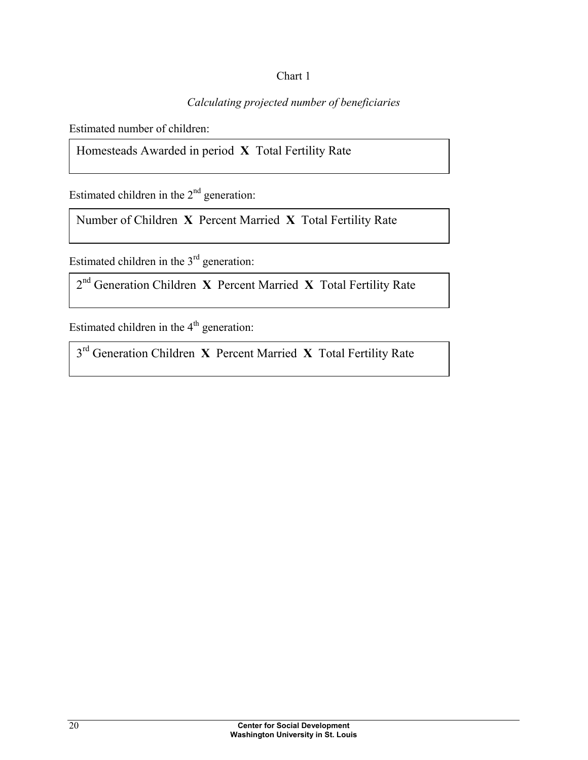Chart 1

*Calculating projected number of beneficiaries*

Estimated number of children:

> Homesteads Awarded in period **X** Total Fertility Rate

Estimated children in the 2nd generation:

> Number of Children **X** Percent Married **X** Total Fertility Rate

Estimated children in the 3rd generation:

> 2nd Generation Children **X** Percent Married **X** Total Fertility Rate

Estimated children in the 4th generation:

> 3rd Generation Children **X** Percent Married **X** Total Fertility Rate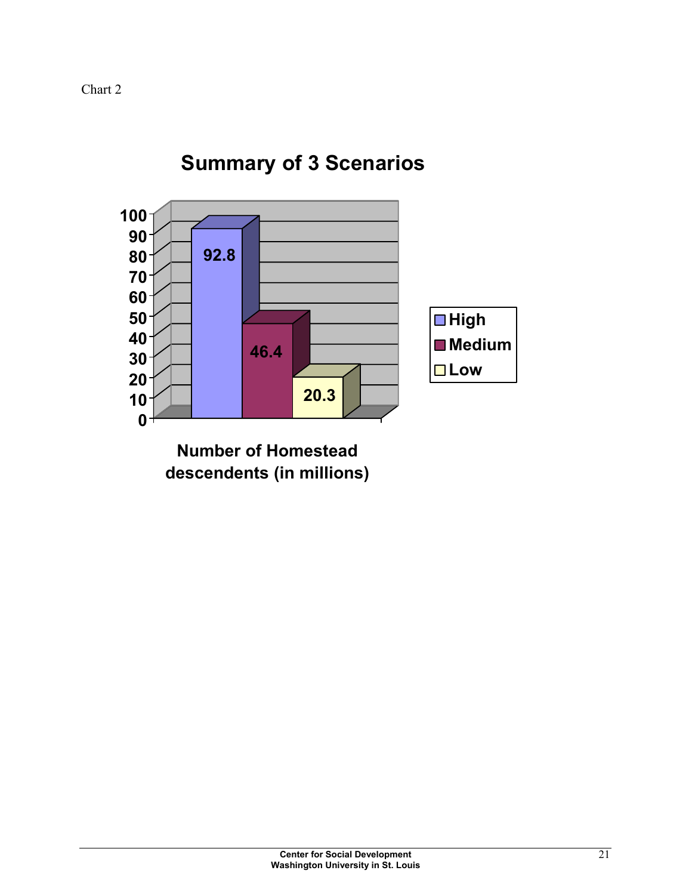Chart 2

## Summary of 3 Scenarios

| Scenario | Number of Homestead descendents (in millions) |
|---|---|
| High | 92.8 |
| Medium | 46.4 |
| Low | 20.3 |

Number of Homestead descendents (in millions)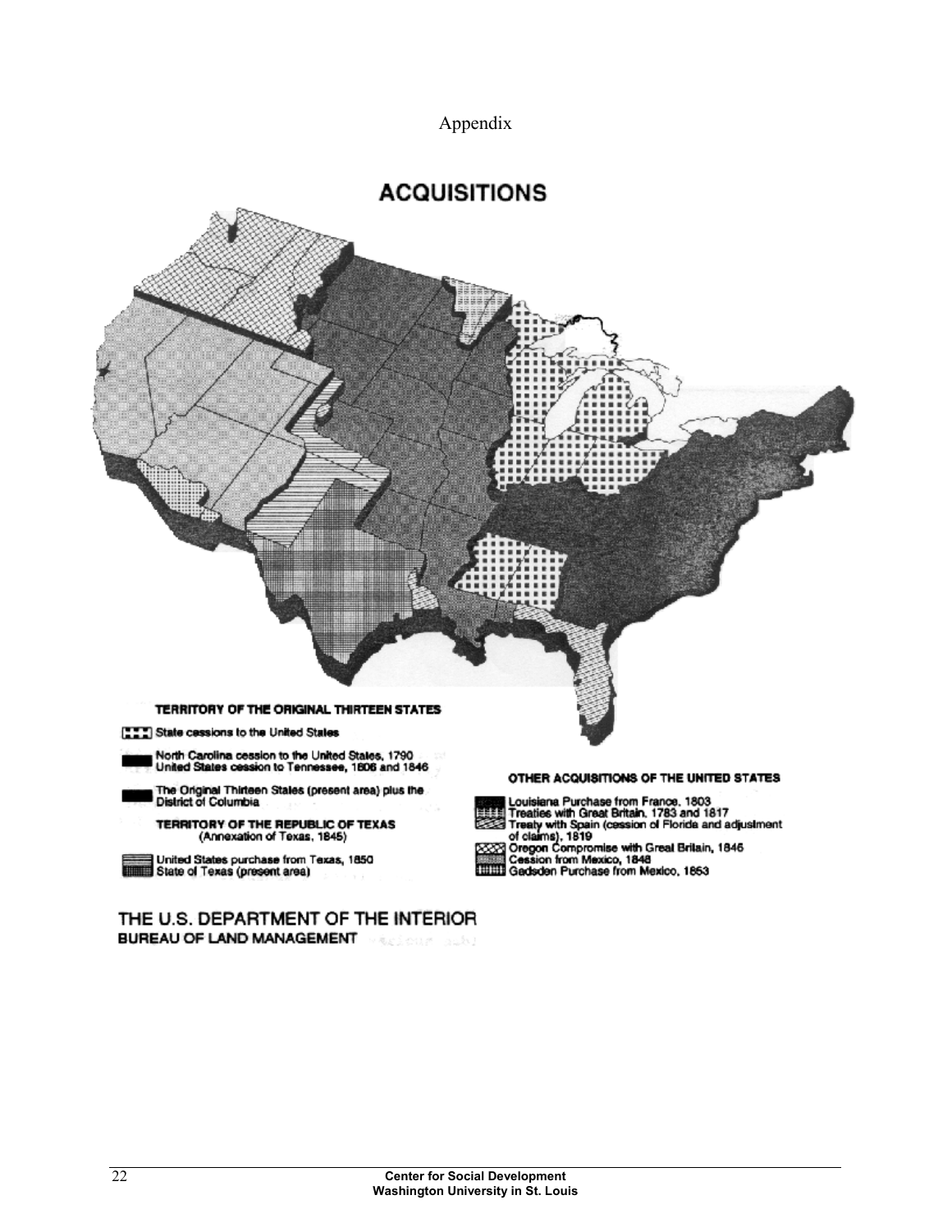Appendix

# ACQUISITIONS

TERRITORY OF THE ORIGINAL THIRTEEN STATES

State cessions to the United States

North Carolina cession to the United States, 1790
United States cession to Tennessee, 1806 and 1846

The Original Thirteen States (present area) plus the District of Columbia

TERRITORY OF THE REPUBLIC OF TEXAS
(Annexation of Texas, 1845)

United States purchase from Texas, 1850
State of Texas (present area)

OTHER ACQUISITIONS OF THE UNITED STATES

Louisiana Purchase from France, 1803
Treaties with Great Britain, 1783 and 1817
Treaty with Spain (cession of Florida and adjustment of claims), 1819
Oregon Compromise with Great Britain, 1846
Cession from Mexico, 1848
Gadsden Purchase from Mexico, 1853

THE U.S. DEPARTMENT OF THE INTERIOR
BUREAU OF LAND MANAGEMENT